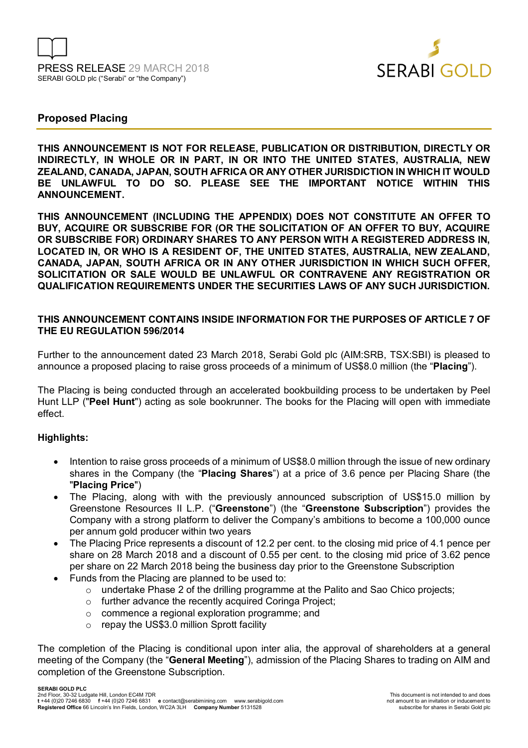PRESS RELEASE 29 MARCH 2018
SERABI GOLD plc ("Serabi" or "the Company")

## Proposed Placing

**THIS ANNOUNCEMENT IS NOT FOR RELEASE, PUBLICATION OR DISTRIBUTION, DIRECTLY OR INDIRECTLY, IN WHOLE OR IN PART, IN OR INTO THE UNITED STATES, AUSTRALIA, NEW ZEALAND, CANADA, JAPAN, SOUTH AFRICA OR ANY OTHER JURISDICTION IN WHICH IT WOULD BE UNLAWFUL TO DO SO. PLEASE SEE THE IMPORTANT NOTICE WITHIN THIS ANNOUNCEMENT.**

**THIS ANNOUNCEMENT (INCLUDING THE APPENDIX) DOES NOT CONSTITUTE AN OFFER TO BUY, ACQUIRE OR SUBSCRIBE FOR (OR THE SOLICITATION OF AN OFFER TO BUY, ACQUIRE OR SUBSCRIBE FOR) ORDINARY SHARES TO ANY PERSON WITH A REGISTERED ADDRESS IN, LOCATED IN, OR WHO IS A RESIDENT OF, THE UNITED STATES, AUSTRALIA, NEW ZEALAND, CANADA, JAPAN, SOUTH AFRICA OR IN ANY OTHER JURISDICTION IN WHICH SUCH OFFER, SOLICITATION OR SALE WOULD BE UNLAWFUL OR CONTRAVENE ANY REGISTRATION OR QUALIFICATION REQUIREMENTS UNDER THE SECURITIES LAWS OF ANY SUCH JURISDICTION.**

**THIS ANNOUNCEMENT CONTAINS INSIDE INFORMATION FOR THE PURPOSES OF ARTICLE 7 OF THE EU REGULATION 596/2014**

Further to the announcement dated 23 March 2018, Serabi Gold plc (AIM:SRB, TSX:SBI) is pleased to announce a proposed placing to raise gross proceeds of a minimum of US$8.0 million (the "**Placing**").

The Placing is being conducted through an accelerated bookbuilding process to be undertaken by Peel Hunt LLP ("**Peel Hunt**") acting as sole bookrunner. The books for the Placing will open with immediate effect.

**Highlights:**

- Intention to raise gross proceeds of a minimum of US$8.0 million through the issue of new ordinary shares in the Company (the "**Placing Shares**") at a price of 3.6 pence per Placing Share (the "**Placing Price**")
- The Placing, along with with the previously announced subscription of US$15.0 million by Greenstone Resources II L.P. ("**Greenstone**") (the "**Greenstone Subscription**") provides the Company with a strong platform to deliver the Company's ambitions to become a 100,000 ounce per annum gold producer within two years
- The Placing Price represents a discount of 12.2 per cent. to the closing mid price of 4.1 pence per share on 28 March 2018 and a discount of 0.55 per cent. to the closing mid price of 3.62 pence per share on 22 March 2018 being the business day prior to the Greenstone Subscription
- Funds from the Placing are planned to be used to:
  - undertake Phase 2 of the drilling programme at the Palito and Sao Chico projects;
  - further advance the recently acquired Coringa Project;
  - commence a regional exploration programme; and
  - repay the US$3.0 million Sprott facility

The completion of the Placing is conditional upon inter alia, the approval of shareholders at a general meeting of the Company (the "**General Meeting**"), admission of the Placing Shares to trading on AIM and completion of the Greenstone Subscription.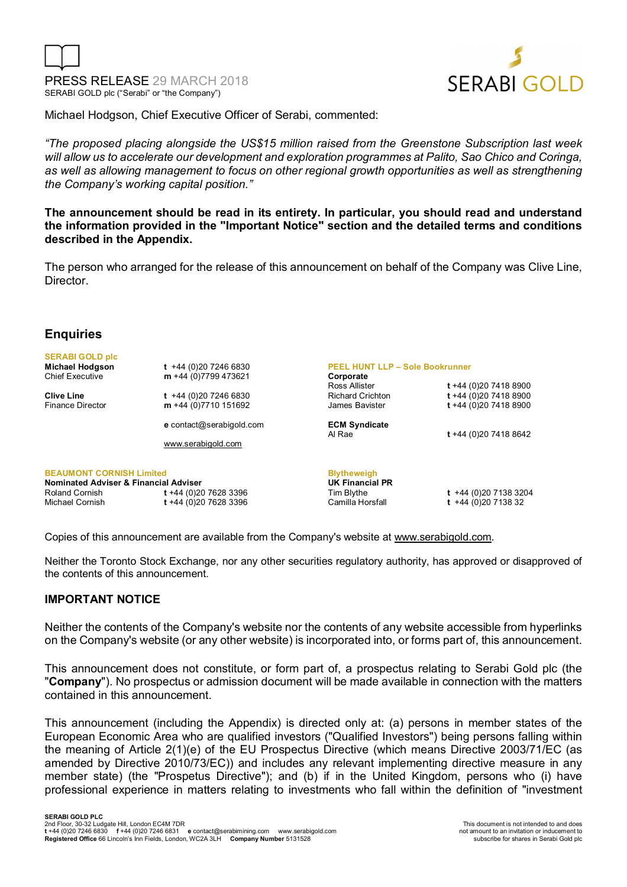Michael Hodgson, Chief Executive Officer of Serabi, commented:

*"The proposed placing alongside the US$15 million raised from the Greenstone Subscription last week will allow us to accelerate our development and exploration programmes at Palito, Sao Chico and Coringa, as well as allowing management to focus on other regional growth opportunities as well as strengthening the Company's working capital position."*

**The announcement should be read in its entirety. In particular, you should read and understand the information provided in the "Important Notice" section and the detailed terms and conditions described in the Appendix.**

The person who arranged for the release of this announcement on behalf of the Company was Clive Line, Director.

## Enquiries

**SERABI GOLD plc**

| | |
|---|---|
| **Michael Hodgson** | **t** +44 (0)20 7246 6830 |
| Chief Executive | **m** +44 (0)7799 473621 |
| **Clive Line** | **t** +44 (0)20 7246 6830 |
| Finance Director | **m** +44 (0)7710 151692 |
| | **e** contact@serabigold.com |
| | www.serabigold.com |

**PEEL HUNT LLP – Sole Bookrunner**

| | |
|---|---|
| **Corporate** | |
| Ross Allister | **t** +44 (0)20 7418 8900 |
| Richard Crichton | **t** +44 (0)20 7418 8900 |
| James Bavister | **t** +44 (0)20 7418 8900 |
| **ECM Syndicate** | |
| Al Rae | **t** +44 (0)20 7418 8642 |

**BEAUMONT CORNISH Limited**
**Nominated Adviser & Financial Adviser**

| | |
|---|---|
| Roland Cornish | **t** +44 (0)20 7628 3396 |
| Michael Cornish | **t** +44 (0)20 7628 3396 |

**Blytheweigh**
**UK Financial PR**

| | |
|---|---|
| Tim Blythe | **t** +44 (0)20 7138 3204 |
| Camilla Horsfall | **t** +44 (0)20 7138 32 |

Copies of this announcement are available from the Company's website at www.serabigold.com.

Neither the Toronto Stock Exchange, nor any other securities regulatory authority, has approved or disapproved of the contents of this announcement.

## IMPORTANT NOTICE

Neither the contents of the Company's website nor the contents of any website accessible from hyperlinks on the Company's website (or any other website) is incorporated into, or forms part of, this announcement.

This announcement does not constitute, or form part of, a prospectus relating to Serabi Gold plc (the "**Company**"). No prospectus or admission document will be made available in connection with the matters contained in this announcement.

This announcement (including the Appendix) is directed only at: (a) persons in member states of the European Economic Area who are qualified investors ("Qualified Investors") being persons falling within the meaning of Article 2(1)(e) of the EU Prospectus Directive (which means Directive 2003/71/EC (as amended by Directive 2010/73/EC)) and includes any relevant implementing directive measure in any member state) (the "Prospetus Directive"); and (b) if in the United Kingdom, persons who (i) have professional experience in matters relating to investments who fall within the definition of "investment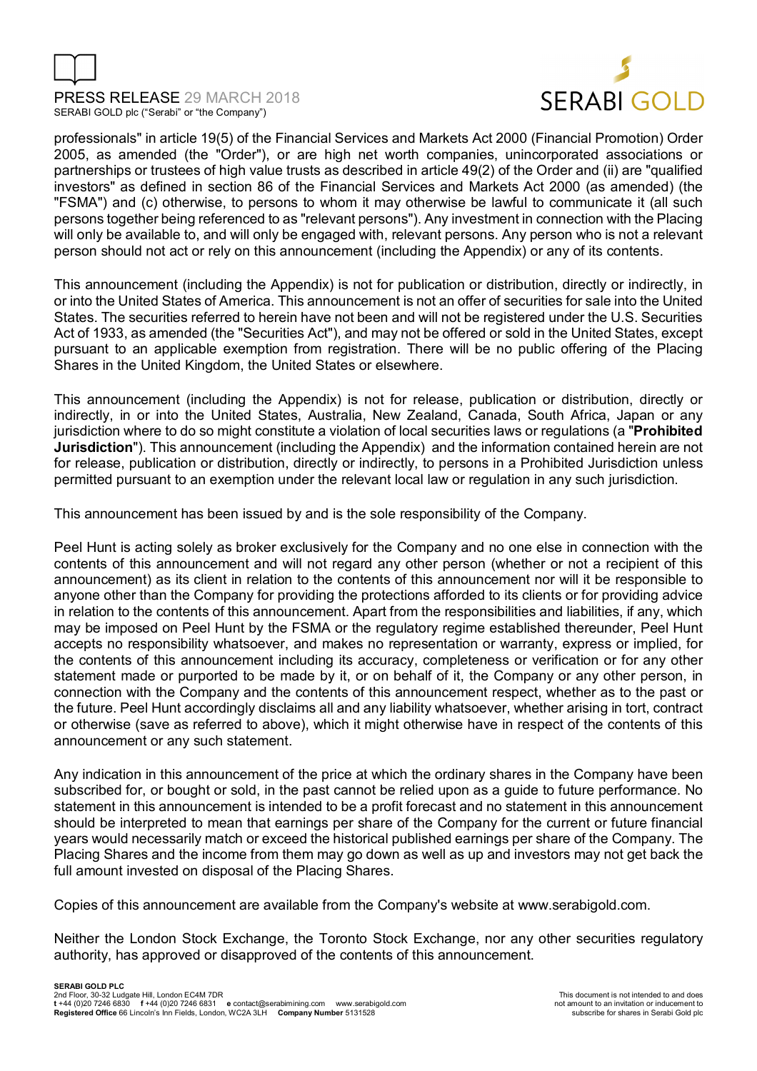professionals" in article 19(5) of the Financial Services and Markets Act 2000 (Financial Promotion) Order 2005, as amended (the "Order"), or are high net worth companies, unincorporated associations or partnerships or trustees of high value trusts as described in article 49(2) of the Order and (ii) are "qualified investors" as defined in section 86 of the Financial Services and Markets Act 2000 (as amended) (the "FSMA") and (c) otherwise, to persons to whom it may otherwise be lawful to communicate it (all such persons together being referenced to as "relevant persons"). Any investment in connection with the Placing will only be available to, and will only be engaged with, relevant persons. Any person who is not a relevant person should not act or rely on this announcement (including the Appendix) or any of its contents.

This announcement (including the Appendix) is not for publication or distribution, directly or indirectly, in or into the United States of America. This announcement is not an offer of securities for sale into the United States. The securities referred to herein have not been and will not be registered under the U.S. Securities Act of 1933, as amended (the "Securities Act"), and may not be offered or sold in the United States, except pursuant to an applicable exemption from registration. There will be no public offering of the Placing Shares in the United Kingdom, the United States or elsewhere.

This announcement (including the Appendix) is not for release, publication or distribution, directly or indirectly, in or into the United States, Australia, New Zealand, Canada, South Africa, Japan or any jurisdiction where to do so might constitute a violation of local securities laws or regulations (a "**Prohibited Jurisdiction**"). This announcement (including the Appendix) and the information contained herein are not for release, publication or distribution, directly or indirectly, to persons in a Prohibited Jurisdiction unless permitted pursuant to an exemption under the relevant local law or regulation in any such jurisdiction.

This announcement has been issued by and is the sole responsibility of the Company.

Peel Hunt is acting solely as broker exclusively for the Company and no one else in connection with the contents of this announcement and will not regard any other person (whether or not a recipient of this announcement) as its client in relation to the contents of this announcement nor will it be responsible to anyone other than the Company for providing the protections afforded to its clients or for providing advice in relation to the contents of this announcement. Apart from the responsibilities and liabilities, if any, which may be imposed on Peel Hunt by the FSMA or the regulatory regime established thereunder, Peel Hunt accepts no responsibility whatsoever, and makes no representation or warranty, express or implied, for the contents of this announcement including its accuracy, completeness or verification or for any other statement made or purported to be made by it, or on behalf of it, the Company or any other person, in connection with the Company and the contents of this announcement respect, whether as to the past or the future. Peel Hunt accordingly disclaims all and any liability whatsoever, whether arising in tort, contract or otherwise (save as referred to above), which it might otherwise have in respect of the contents of this announcement or any such statement.

Any indication in this announcement of the price at which the ordinary shares in the Company have been subscribed for, or bought or sold, in the past cannot be relied upon as a guide to future performance. No statement in this announcement is intended to be a profit forecast and no statement in this announcement should be interpreted to mean that earnings per share of the Company for the current or future financial years would necessarily match or exceed the historical published earnings per share of the Company. The Placing Shares and the income from them may go down as well as up and investors may not get back the full amount invested on disposal of the Placing Shares.

Copies of this announcement are available from the Company's website at www.serabigold.com.

Neither the London Stock Exchange, the Toronto Stock Exchange, nor any other securities regulatory authority, has approved or disapproved of the contents of this announcement.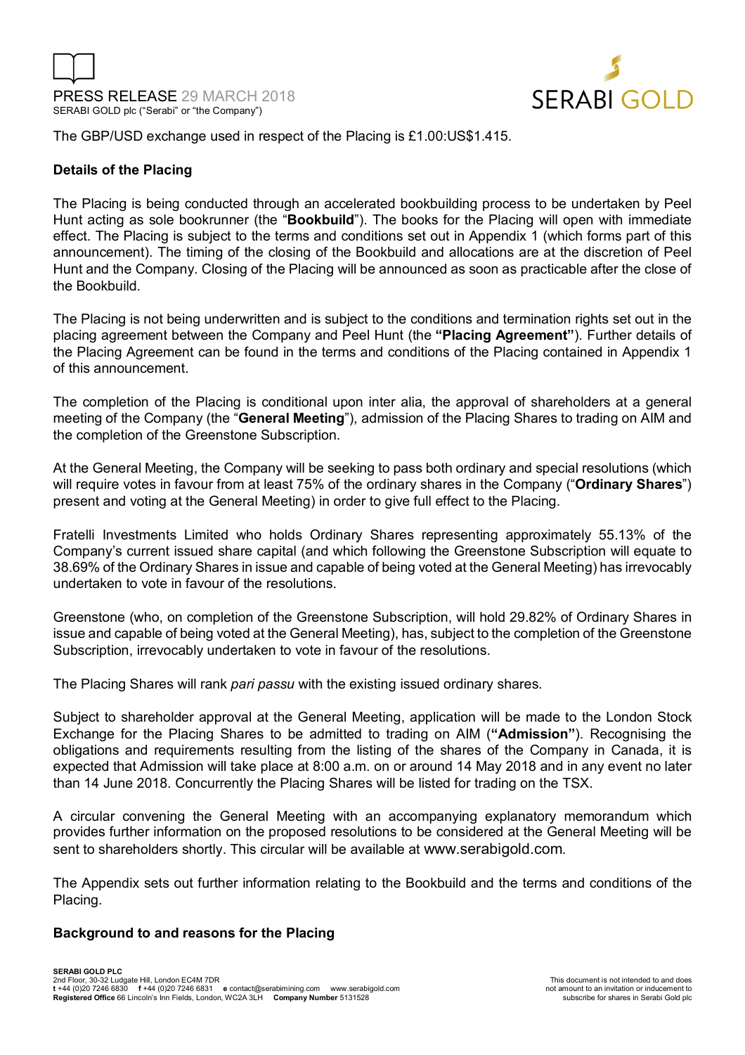The GBP/USD exchange used in respect of the Placing is £1.00:US$1.415.

**Details of the Placing**

The Placing is being conducted through an accelerated bookbuilding process to be undertaken by Peel Hunt acting as sole bookrunner (the "**Bookbuild**"). The books for the Placing will open with immediate effect. The Placing is subject to the terms and conditions set out in Appendix 1 (which forms part of this announcement). The timing of the closing of the Bookbuild and allocations are at the discretion of Peel Hunt and the Company. Closing of the Placing will be announced as soon as practicable after the close of the Bookbuild.

The Placing is not being underwritten and is subject to the conditions and termination rights set out in the placing agreement between the Company and Peel Hunt (the **"Placing Agreement"**). Further details of the Placing Agreement can be found in the terms and conditions of the Placing contained in Appendix 1 of this announcement.

The completion of the Placing is conditional upon inter alia, the approval of shareholders at a general meeting of the Company (the "**General Meeting**"), admission of the Placing Shares to trading on AIM and the completion of the Greenstone Subscription.

At the General Meeting, the Company will be seeking to pass both ordinary and special resolutions (which will require votes in favour from at least 75% of the ordinary shares in the Company ("**Ordinary Shares**") present and voting at the General Meeting) in order to give full effect to the Placing.

Fratelli Investments Limited who holds Ordinary Shares representing approximately 55.13% of the Company's current issued share capital (and which following the Greenstone Subscription will equate to 38.69% of the Ordinary Shares in issue and capable of being voted at the General Meeting) has irrevocably undertaken to vote in favour of the resolutions.

Greenstone (who, on completion of the Greenstone Subscription, will hold 29.82% of Ordinary Shares in issue and capable of being voted at the General Meeting), has, subject to the completion of the Greenstone Subscription, irrevocably undertaken to vote in favour of the resolutions.

The Placing Shares will rank *pari passu* with the existing issued ordinary shares.

Subject to shareholder approval at the General Meeting, application will be made to the London Stock Exchange for the Placing Shares to be admitted to trading on AIM (**"Admission"**). Recognising the obligations and requirements resulting from the listing of the shares of the Company in Canada, it is expected that Admission will take place at 8:00 a.m. on or around 14 May 2018 and in any event no later than 14 June 2018. Concurrently the Placing Shares will be listed for trading on the TSX.

A circular convening the General Meeting with an accompanying explanatory memorandum which provides further information on the proposed resolutions to be considered at the General Meeting will be sent to shareholders shortly. This circular will be available at www.serabigold.com.

The Appendix sets out further information relating to the Bookbuild and the terms and conditions of the Placing.

**Background to and reasons for the Placing**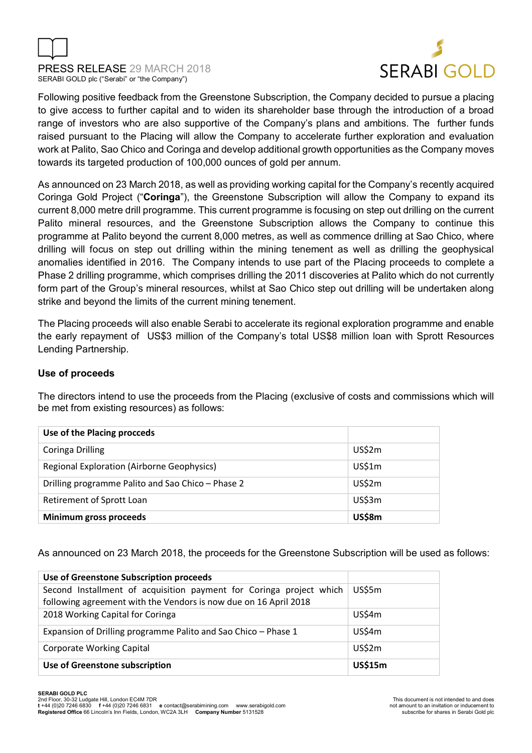Following positive feedback from the Greenstone Subscription, the Company decided to pursue a placing to give access to further capital and to widen its shareholder base through the introduction of a broad range of investors who are also supportive of the Company's plans and ambitions. The further funds raised pursuant to the Placing will allow the Company to accelerate further exploration and evaluation work at Palito, Sao Chico and Coringa and develop additional growth opportunities as the Company moves towards its targeted production of 100,000 ounces of gold per annum.

As announced on 23 March 2018, as well as providing working capital for the Company's recently acquired Coringa Gold Project ("**Coringa**"), the Greenstone Subscription will allow the Company to expand its current 8,000 metre drill programme. This current programme is focusing on step out drilling on the current Palito mineral resources, and the Greenstone Subscription allows the Company to continue this programme at Palito beyond the current 8,000 metres, as well as commence drilling at Sao Chico, where drilling will focus on step out drilling within the mining tenement as well as drilling the geophysical anomalies identified in 2016. The Company intends to use part of the Placing proceeds to complete a Phase 2 drilling programme, which comprises drilling the 2011 discoveries at Palito which do not currently form part of the Group's mineral resources, whilst at Sao Chico step out drilling will be undertaken along strike and beyond the limits of the current mining tenement.

The Placing proceeds will also enable Serabi to accelerate its regional exploration programme and enable the early repayment of US$3 million of the Company's total US$8 million loan with Sprott Resources Lending Partnership.

### Use of proceeds

The directors intend to use the proceeds from the Placing (exclusive of costs and commissions which will be met from existing resources) as follows:

| **Use of the Placing procceds** | |
|---|---|
| Coringa Drilling | US$2m |
| Regional Exploration (Airborne Geophysics) | US$1m |
| Drilling programme Palito and Sao Chico – Phase 2 | US$2m |
| Retirement of Sprott Loan | US$3m |
| **Minimum gross proceeds** | **US$8m** |

As announced on 23 March 2018, the proceeds for the Greenstone Subscription will be used as follows:

| **Use of Greenstone Subscription proceeds** | |
|---|---|
| Second Installment of acquisition payment for Coringa project which following agreement with the Vendors is now due on 16 April 2018 | US$5m |
| 2018 Working Capital for Coringa | US$4m |
| Expansion of Drilling programme Palito and Sao Chico – Phase 1 | US$4m |
| Corporate Working Capital | US$2m |
| **Use of Greenstone subscription** | **US$15m** |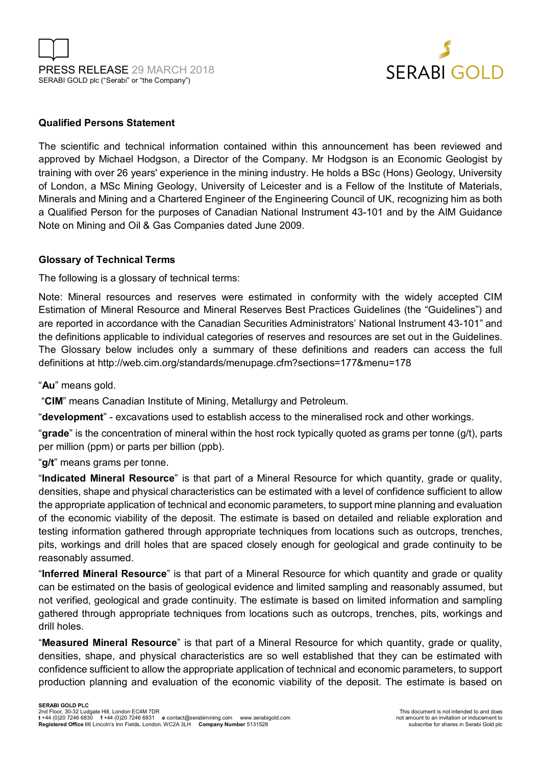## Qualified Persons Statement

The scientific and technical information contained within this announcement has been reviewed and approved by Michael Hodgson, a Director of the Company. Mr Hodgson is an Economic Geologist by training with over 26 years' experience in the mining industry. He holds a BSc (Hons) Geology, University of London, a MSc Mining Geology, University of Leicester and is a Fellow of the Institute of Materials, Minerals and Mining and a Chartered Engineer of the Engineering Council of UK, recognizing him as both a Qualified Person for the purposes of Canadian National Instrument 43-101 and by the AIM Guidance Note on Mining and Oil & Gas Companies dated June 2009.

## Glossary of Technical Terms

The following is a glossary of technical terms:

Note: Mineral resources and reserves were estimated in conformity with the widely accepted CIM Estimation of Mineral Resource and Mineral Reserves Best Practices Guidelines (the "Guidelines") and are reported in accordance with the Canadian Securities Administrators' National Instrument 43-101" and the definitions applicable to individual categories of reserves and resources are set out in the Guidelines. The Glossary below includes only a summary of these definitions and readers can access the full definitions at http://web.cim.org/standards/menupage.cfm?sections=177&menu=178

"**Au**" means gold.

"**CIM**" means Canadian Institute of Mining, Metallurgy and Petroleum.

"**development**" - excavations used to establish access to the mineralised rock and other workings.

"**grade**" is the concentration of mineral within the host rock typically quoted as grams per tonne (g/t), parts per million (ppm) or parts per billion (ppb).

"**g/t**" means grams per tonne.

"**Indicated Mineral Resource**" is that part of a Mineral Resource for which quantity, grade or quality, densities, shape and physical characteristics can be estimated with a level of confidence sufficient to allow the appropriate application of technical and economic parameters, to support mine planning and evaluation of the economic viability of the deposit. The estimate is based on detailed and reliable exploration and testing information gathered through appropriate techniques from locations such as outcrops, trenches, pits, workings and drill holes that are spaced closely enough for geological and grade continuity to be reasonably assumed.

"**Inferred Mineral Resource**" is that part of a Mineral Resource for which quantity and grade or quality can be estimated on the basis of geological evidence and limited sampling and reasonably assumed, but not verified, geological and grade continuity. The estimate is based on limited information and sampling gathered through appropriate techniques from locations such as outcrops, trenches, pits, workings and drill holes.

"**Measured Mineral Resource**" is that part of a Mineral Resource for which quantity, grade or quality, densities, shape, and physical characteristics are so well established that they can be estimated with confidence sufficient to allow the appropriate application of technical and economic parameters, to support production planning and evaluation of the economic viability of the deposit. The estimate is based on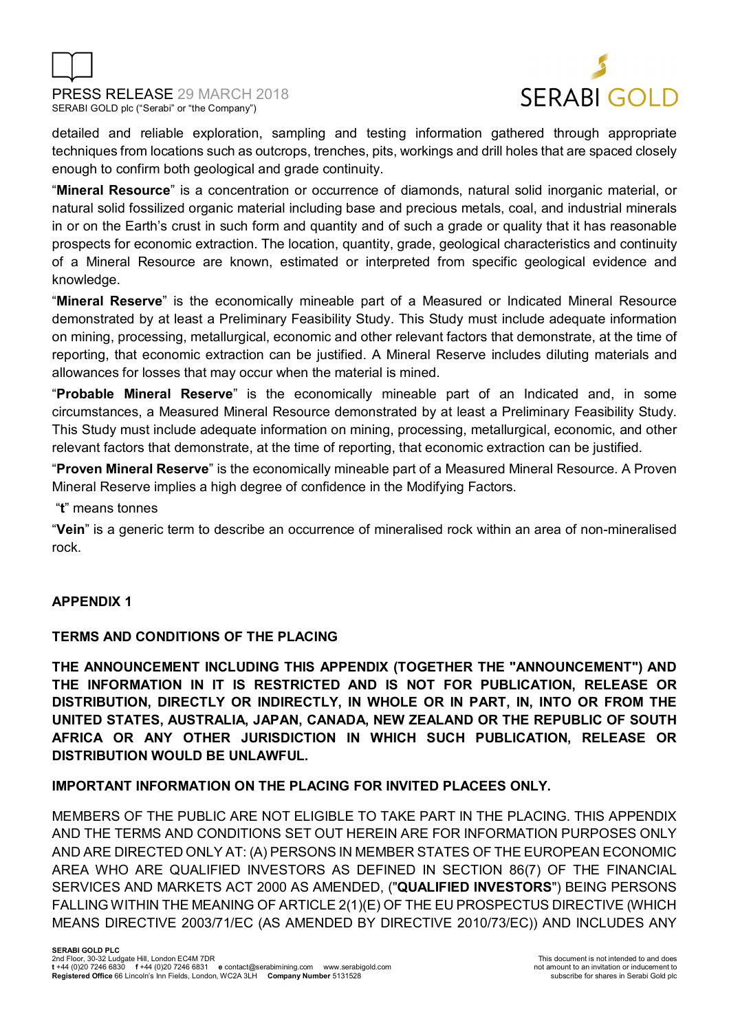detailed and reliable exploration, sampling and testing information gathered through appropriate techniques from locations such as outcrops, trenches, pits, workings and drill holes that are spaced closely enough to confirm both geological and grade continuity.

"**Mineral Resource**" is a concentration or occurrence of diamonds, natural solid inorganic material, or natural solid fossilized organic material including base and precious metals, coal, and industrial minerals in or on the Earth's crust in such form and quantity and of such a grade or quality that it has reasonable prospects for economic extraction. The location, quantity, grade, geological characteristics and continuity of a Mineral Resource are known, estimated or interpreted from specific geological evidence and knowledge.

"**Mineral Reserve**" is the economically mineable part of a Measured or Indicated Mineral Resource demonstrated by at least a Preliminary Feasibility Study. This Study must include adequate information on mining, processing, metallurgical, economic and other relevant factors that demonstrate, at the time of reporting, that economic extraction can be justified. A Mineral Reserve includes diluting materials and allowances for losses that may occur when the material is mined.

"**Probable Mineral Reserve**" is the economically mineable part of an Indicated and, in some circumstances, a Measured Mineral Resource demonstrated by at least a Preliminary Feasibility Study. This Study must include adequate information on mining, processing, metallurgical, economic, and other relevant factors that demonstrate, at the time of reporting, that economic extraction can be justified.

"**Proven Mineral Reserve**" is the economically mineable part of a Measured Mineral Resource. A Proven Mineral Reserve implies a high degree of confidence in the Modifying Factors.

"**t**" means tonnes

"**Vein**" is a generic term to describe an occurrence of mineralised rock within an area of non-mineralised rock.

## APPENDIX 1

## TERMS AND CONDITIONS OF THE PLACING

**THE ANNOUNCEMENT INCLUDING THIS APPENDIX (TOGETHER THE "ANNOUNCEMENT") AND THE INFORMATION IN IT IS RESTRICTED AND IS NOT FOR PUBLICATION, RELEASE OR DISTRIBUTION, DIRECTLY OR INDIRECTLY, IN WHOLE OR IN PART, IN, INTO OR FROM THE UNITED STATES, AUSTRALIA, JAPAN, CANADA, NEW ZEALAND OR THE REPUBLIC OF SOUTH AFRICA OR ANY OTHER JURISDICTION IN WHICH SUCH PUBLICATION, RELEASE OR DISTRIBUTION WOULD BE UNLAWFUL.**

**IMPORTANT INFORMATION ON THE PLACING FOR INVITED PLACEES ONLY.**

MEMBERS OF THE PUBLIC ARE NOT ELIGIBLE TO TAKE PART IN THE PLACING. THIS APPENDIX AND THE TERMS AND CONDITIONS SET OUT HEREIN ARE FOR INFORMATION PURPOSES ONLY AND ARE DIRECTED ONLY AT: (A) PERSONS IN MEMBER STATES OF THE EUROPEAN ECONOMIC AREA WHO ARE QUALIFIED INVESTORS AS DEFINED IN SECTION 86(7) OF THE FINANCIAL SERVICES AND MARKETS ACT 2000 AS AMENDED, ("**QUALIFIED INVESTORS**") BEING PERSONS FALLING WITHIN THE MEANING OF ARTICLE 2(1)(E) OF THE EU PROSPECTUS DIRECTIVE (WHICH MEANS DIRECTIVE 2003/71/EC (AS AMENDED BY DIRECTIVE 2010/73/EC)) AND INCLUDES ANY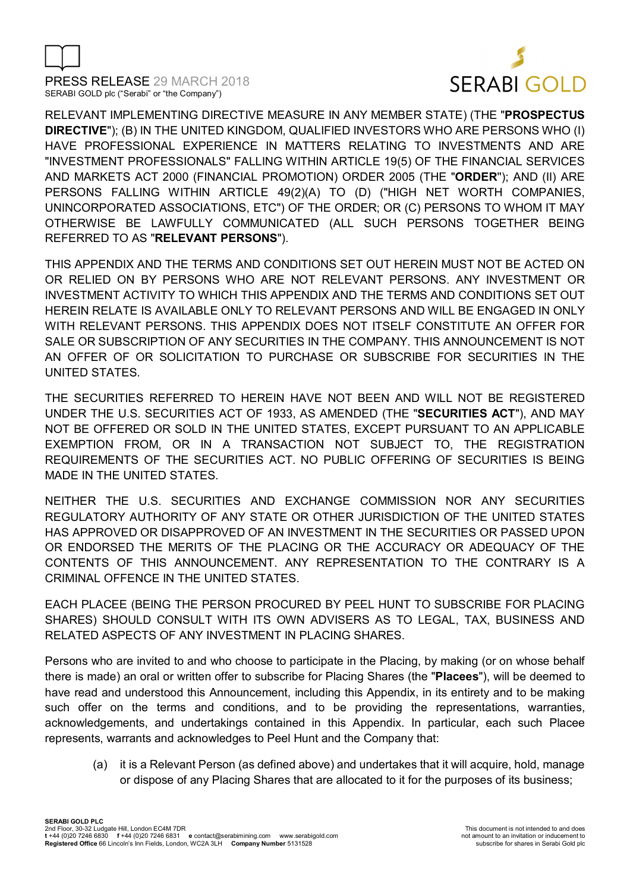RELEVANT IMPLEMENTING DIRECTIVE MEASURE IN ANY MEMBER STATE) (THE "**PROSPECTUS DIRECTIVE**"); (B) IN THE UNITED KINGDOM, QUALIFIED INVESTORS WHO ARE PERSONS WHO (I) HAVE PROFESSIONAL EXPERIENCE IN MATTERS RELATING TO INVESTMENTS AND ARE "INVESTMENT PROFESSIONALS" FALLING WITHIN ARTICLE 19(5) OF THE FINANCIAL SERVICES AND MARKETS ACT 2000 (FINANCIAL PROMOTION) ORDER 2005 (THE "**ORDER**"); AND (II) ARE PERSONS FALLING WITHIN ARTICLE 49(2)(A) TO (D) ("HIGH NET WORTH COMPANIES, UNINCORPORATED ASSOCIATIONS, ETC") OF THE ORDER; OR (C) PERSONS TO WHOM IT MAY OTHERWISE BE LAWFULLY COMMUNICATED (ALL SUCH PERSONS TOGETHER BEING REFERRED TO AS "**RELEVANT PERSONS**").

THIS APPENDIX AND THE TERMS AND CONDITIONS SET OUT HEREIN MUST NOT BE ACTED ON OR RELIED ON BY PERSONS WHO ARE NOT RELEVANT PERSONS. ANY INVESTMENT OR INVESTMENT ACTIVITY TO WHICH THIS APPENDIX AND THE TERMS AND CONDITIONS SET OUT HEREIN RELATE IS AVAILABLE ONLY TO RELEVANT PERSONS AND WILL BE ENGAGED IN ONLY WITH RELEVANT PERSONS. THIS APPENDIX DOES NOT ITSELF CONSTITUTE AN OFFER FOR SALE OR SUBSCRIPTION OF ANY SECURITIES IN THE COMPANY. THIS ANNOUNCEMENT IS NOT AN OFFER OF OR SOLICITATION TO PURCHASE OR SUBSCRIBE FOR SECURITIES IN THE UNITED STATES.

THE SECURITIES REFERRED TO HEREIN HAVE NOT BEEN AND WILL NOT BE REGISTERED UNDER THE U.S. SECURITIES ACT OF 1933, AS AMENDED (THE "**SECURITIES ACT**"), AND MAY NOT BE OFFERED OR SOLD IN THE UNITED STATES, EXCEPT PURSUANT TO AN APPLICABLE EXEMPTION FROM, OR IN A TRANSACTION NOT SUBJECT TO, THE REGISTRATION REQUIREMENTS OF THE SECURITIES ACT. NO PUBLIC OFFERING OF SECURITIES IS BEING MADE IN THE UNITED STATES.

NEITHER THE U.S. SECURITIES AND EXCHANGE COMMISSION NOR ANY SECURITIES REGULATORY AUTHORITY OF ANY STATE OR OTHER JURISDICTION OF THE UNITED STATES HAS APPROVED OR DISAPPROVED OF AN INVESTMENT IN THE SECURITIES OR PASSED UPON OR ENDORSED THE MERITS OF THE PLACING OR THE ACCURACY OR ADEQUACY OF THE CONTENTS OF THIS ANNOUNCEMENT. ANY REPRESENTATION TO THE CONTRARY IS A CRIMINAL OFFENCE IN THE UNITED STATES.

EACH PLACEE (BEING THE PERSON PROCURED BY PEEL HUNT TO SUBSCRIBE FOR PLACING SHARES) SHOULD CONSULT WITH ITS OWN ADVISERS AS TO LEGAL, TAX, BUSINESS AND RELATED ASPECTS OF ANY INVESTMENT IN PLACING SHARES.

Persons who are invited to and who choose to participate in the Placing, by making (or on whose behalf there is made) an oral or written offer to subscribe for Placing Shares (the "**Placees**"), will be deemed to have read and understood this Announcement, including this Appendix, in its entirety and to be making such offer on the terms and conditions, and to be providing the representations, warranties, acknowledgements, and undertakings contained in this Appendix. In particular, each such Placee represents, warrants and acknowledges to Peel Hunt and the Company that:

(a) it is a Relevant Person (as defined above) and undertakes that it will acquire, hold, manage or dispose of any Placing Shares that are allocated to it for the purposes of its business;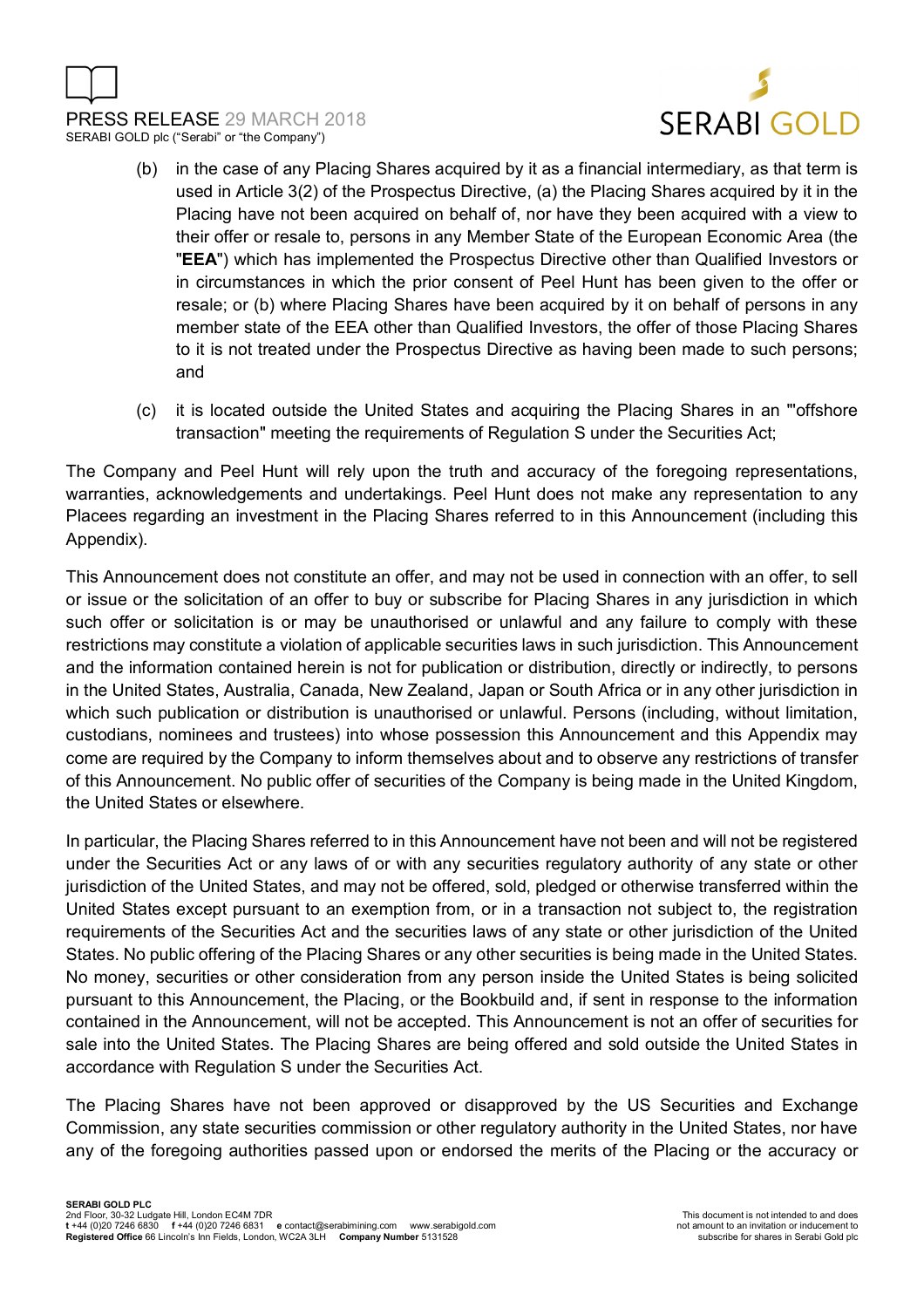(b) in the case of any Placing Shares acquired by it as a financial intermediary, as that term is used in Article 3(2) of the Prospectus Directive, (a) the Placing Shares acquired by it in the Placing have not been acquired on behalf of, nor have they been acquired with a view to their offer or resale to, persons in any Member State of the European Economic Area (the "**EEA**") which has implemented the Prospectus Directive other than Qualified Investors or in circumstances in which the prior consent of Peel Hunt has been given to the offer or resale; or (b) where Placing Shares have been acquired by it on behalf of persons in any member state of the EEA other than Qualified Investors, the offer of those Placing Shares to it is not treated under the Prospectus Directive as having been made to such persons; and

(c) it is located outside the United States and acquiring the Placing Shares in an "'offshore transaction" meeting the requirements of Regulation S under the Securities Act;

The Company and Peel Hunt will rely upon the truth and accuracy of the foregoing representations, warranties, acknowledgements and undertakings. Peel Hunt does not make any representation to any Placees regarding an investment in the Placing Shares referred to in this Announcement (including this Appendix).

This Announcement does not constitute an offer, and may not be used in connection with an offer, to sell or issue or the solicitation of an offer to buy or subscribe for Placing Shares in any jurisdiction in which such offer or solicitation is or may be unauthorised or unlawful and any failure to comply with these restrictions may constitute a violation of applicable securities laws in such jurisdiction. This Announcement and the information contained herein is not for publication or distribution, directly or indirectly, to persons in the United States, Australia, Canada, New Zealand, Japan or South Africa or in any other jurisdiction in which such publication or distribution is unauthorised or unlawful. Persons (including, without limitation, custodians, nominees and trustees) into whose possession this Announcement and this Appendix may come are required by the Company to inform themselves about and to observe any restrictions of transfer of this Announcement. No public offer of securities of the Company is being made in the United Kingdom, the United States or elsewhere.

In particular, the Placing Shares referred to in this Announcement have not been and will not be registered under the Securities Act or any laws of or with any securities regulatory authority of any state or other jurisdiction of the United States, and may not be offered, sold, pledged or otherwise transferred within the United States except pursuant to an exemption from, or in a transaction not subject to, the registration requirements of the Securities Act and the securities laws of any state or other jurisdiction of the United States. No public offering of the Placing Shares or any other securities is being made in the United States. No money, securities or other consideration from any person inside the United States is being solicited pursuant to this Announcement, the Placing, or the Bookbuild and, if sent in response to the information contained in the Announcement, will not be accepted. This Announcement is not an offer of securities for sale into the United States. The Placing Shares are being offered and sold outside the United States in accordance with Regulation S under the Securities Act.

The Placing Shares have not been approved or disapproved by the US Securities and Exchange Commission, any state securities commission or other regulatory authority in the United States, nor have any of the foregoing authorities passed upon or endorsed the merits of the Placing or the accuracy or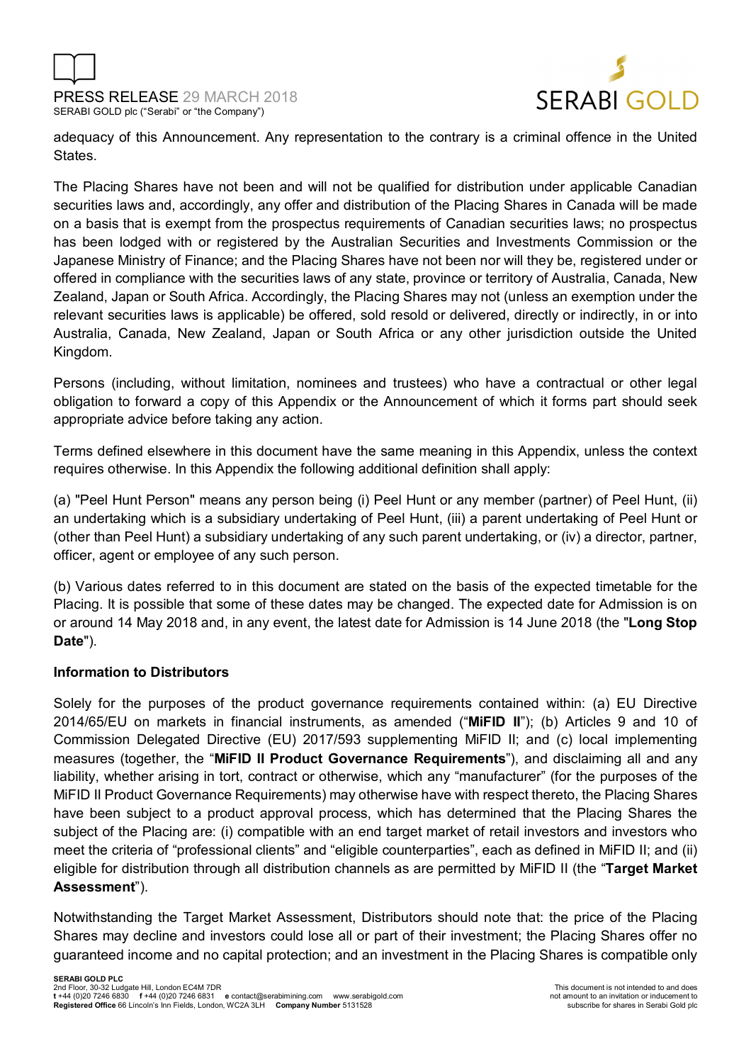adequacy of this Announcement. Any representation to the contrary is a criminal offence in the United States.

The Placing Shares have not been and will not be qualified for distribution under applicable Canadian securities laws and, accordingly, any offer and distribution of the Placing Shares in Canada will be made on a basis that is exempt from the prospectus requirements of Canadian securities laws; no prospectus has been lodged with or registered by the Australian Securities and Investments Commission or the Japanese Ministry of Finance; and the Placing Shares have not been nor will they be, registered under or offered in compliance with the securities laws of any state, province or territory of Australia, Canada, New Zealand, Japan or South Africa. Accordingly, the Placing Shares may not (unless an exemption under the relevant securities laws is applicable) be offered, sold resold or delivered, directly or indirectly, in or into Australia, Canada, New Zealand, Japan or South Africa or any other jurisdiction outside the United Kingdom.

Persons (including, without limitation, nominees and trustees) who have a contractual or other legal obligation to forward a copy of this Appendix or the Announcement of which it forms part should seek appropriate advice before taking any action.

Terms defined elsewhere in this document have the same meaning in this Appendix, unless the context requires otherwise. In this Appendix the following additional definition shall apply:

(a) "Peel Hunt Person" means any person being (i) Peel Hunt or any member (partner) of Peel Hunt, (ii) an undertaking which is a subsidiary undertaking of Peel Hunt, (iii) a parent undertaking of Peel Hunt or (other than Peel Hunt) a subsidiary undertaking of any such parent undertaking, or (iv) a director, partner, officer, agent or employee of any such person.

(b) Various dates referred to in this document are stated on the basis of the expected timetable for the Placing. It is possible that some of these dates may be changed. The expected date for Admission is on or around 14 May 2018 and, in any event, the latest date for Admission is 14 June 2018 (the "**Long Stop Date**").

**Information to Distributors**

Solely for the purposes of the product governance requirements contained within: (a) EU Directive 2014/65/EU on markets in financial instruments, as amended ("**MiFID II**"); (b) Articles 9 and 10 of Commission Delegated Directive (EU) 2017/593 supplementing MiFID II; and (c) local implementing measures (together, the "**MiFID II Product Governance Requirements**"), and disclaiming all and any liability, whether arising in tort, contract or otherwise, which any "manufacturer" (for the purposes of the MiFID II Product Governance Requirements) may otherwise have with respect thereto, the Placing Shares have been subject to a product approval process, which has determined that the Placing Shares the subject of the Placing are: (i) compatible with an end target market of retail investors and investors who meet the criteria of "professional clients" and "eligible counterparties", each as defined in MiFID II; and (ii) eligible for distribution through all distribution channels as are permitted by MiFID II (the "**Target Market Assessment**").

Notwithstanding the Target Market Assessment, Distributors should note that: the price of the Placing Shares may decline and investors could lose all or part of their investment; the Placing Shares offer no guaranteed income and no capital protection; and an investment in the Placing Shares is compatible only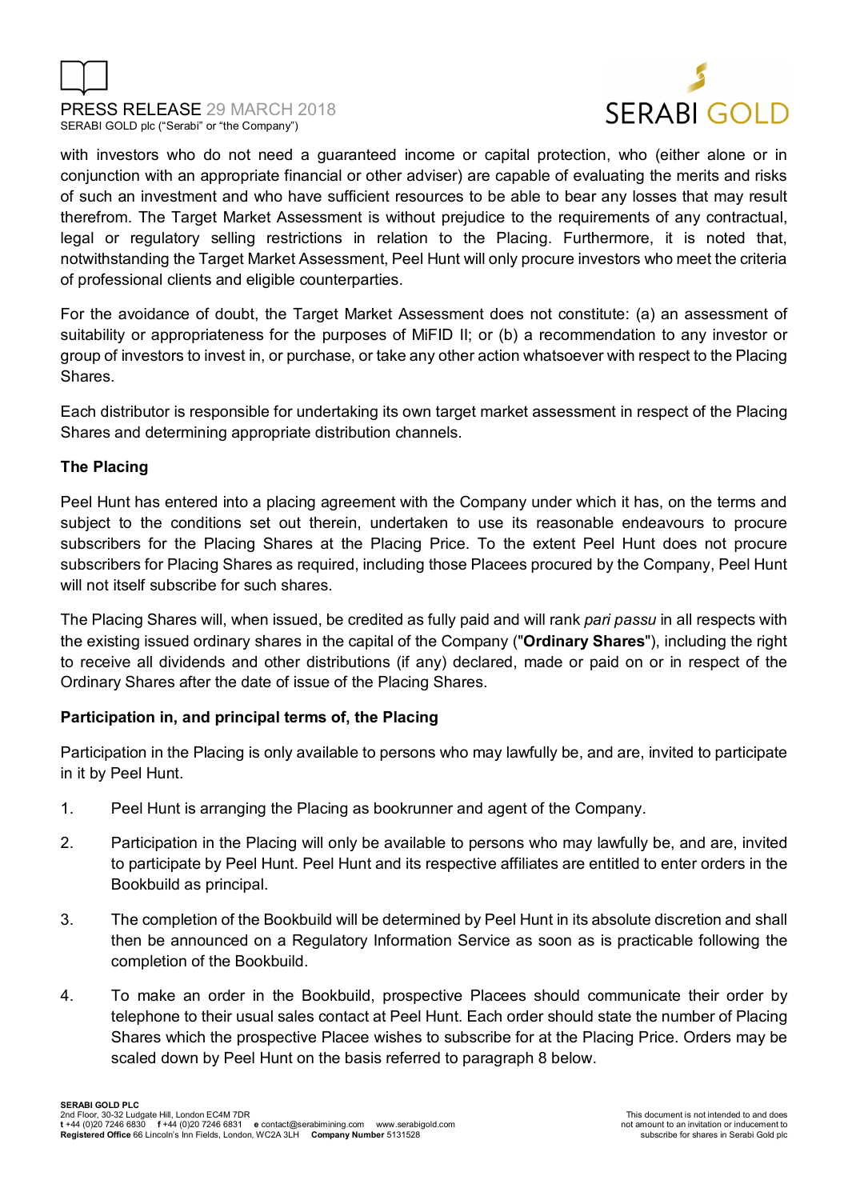with investors who do not need a guaranteed income or capital protection, who (either alone or in conjunction with an appropriate financial or other adviser) are capable of evaluating the merits and risks of such an investment and who have sufficient resources to be able to bear any losses that may result therefrom. The Target Market Assessment is without prejudice to the requirements of any contractual, legal or regulatory selling restrictions in relation to the Placing. Furthermore, it is noted that, notwithstanding the Target Market Assessment, Peel Hunt will only procure investors who meet the criteria of professional clients and eligible counterparties.

For the avoidance of doubt, the Target Market Assessment does not constitute: (a) an assessment of suitability or appropriateness for the purposes of MiFID II; or (b) a recommendation to any investor or group of investors to invest in, or purchase, or take any other action whatsoever with respect to the Placing Shares.

Each distributor is responsible for undertaking its own target market assessment in respect of the Placing Shares and determining appropriate distribution channels.

**The Placing**

Peel Hunt has entered into a placing agreement with the Company under which it has, on the terms and subject to the conditions set out therein, undertaken to use its reasonable endeavours to procure subscribers for the Placing Shares at the Placing Price. To the extent Peel Hunt does not procure subscribers for Placing Shares as required, including those Placees procured by the Company, Peel Hunt will not itself subscribe for such shares.

The Placing Shares will, when issued, be credited as fully paid and will rank *pari passu* in all respects with the existing issued ordinary shares in the capital of the Company ("**Ordinary Shares**"), including the right to receive all dividends and other distributions (if any) declared, made or paid on or in respect of the Ordinary Shares after the date of issue of the Placing Shares.

**Participation in, and principal terms of, the Placing**

Participation in the Placing is only available to persons who may lawfully be, and are, invited to participate in it by Peel Hunt.

1. Peel Hunt is arranging the Placing as bookrunner and agent of the Company.

2. Participation in the Placing will only be available to persons who may lawfully be, and are, invited to participate by Peel Hunt. Peel Hunt and its respective affiliates are entitled to enter orders in the Bookbuild as principal.

3. The completion of the Bookbuild will be determined by Peel Hunt in its absolute discretion and shall then be announced on a Regulatory Information Service as soon as is practicable following the completion of the Bookbuild.

4. To make an order in the Bookbuild, prospective Placees should communicate their order by telephone to their usual sales contact at Peel Hunt. Each order should state the number of Placing Shares which the prospective Placee wishes to subscribe for at the Placing Price. Orders may be scaled down by Peel Hunt on the basis referred to paragraph 8 below.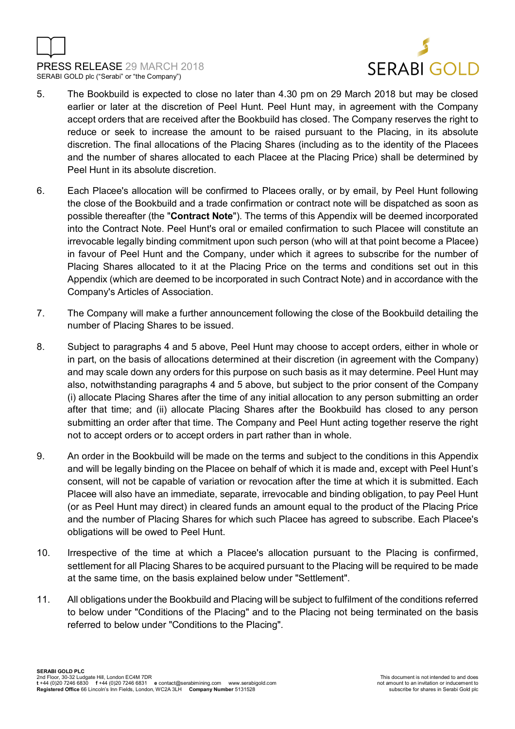5. The Bookbuild is expected to close no later than 4.30 pm on 29 March 2018 but may be closed earlier or later at the discretion of Peel Hunt. Peel Hunt may, in agreement with the Company accept orders that are received after the Bookbuild has closed. The Company reserves the right to reduce or seek to increase the amount to be raised pursuant to the Placing, in its absolute discretion. The final allocations of the Placing Shares (including as to the identity of the Placees and the number of shares allocated to each Placee at the Placing Price) shall be determined by Peel Hunt in its absolute discretion.

6. Each Placee's allocation will be confirmed to Placees orally, or by email, by Peel Hunt following the close of the Bookbuild and a trade confirmation or contract note will be dispatched as soon as possible thereafter (the "**Contract Note**"). The terms of this Appendix will be deemed incorporated into the Contract Note. Peel Hunt's oral or emailed confirmation to such Placee will constitute an irrevocable legally binding commitment upon such person (who will at that point become a Placee) in favour of Peel Hunt and the Company, under which it agrees to subscribe for the number of Placing Shares allocated to it at the Placing Price on the terms and conditions set out in this Appendix (which are deemed to be incorporated in such Contract Note) and in accordance with the Company's Articles of Association.

7. The Company will make a further announcement following the close of the Bookbuild detailing the number of Placing Shares to be issued.

8. Subject to paragraphs 4 and 5 above, Peel Hunt may choose to accept orders, either in whole or in part, on the basis of allocations determined at their discretion (in agreement with the Company) and may scale down any orders for this purpose on such basis as it may determine. Peel Hunt may also, notwithstanding paragraphs 4 and 5 above, but subject to the prior consent of the Company (i) allocate Placing Shares after the time of any initial allocation to any person submitting an order after that time; and (ii) allocate Placing Shares after the Bookbuild has closed to any person submitting an order after that time. The Company and Peel Hunt acting together reserve the right not to accept orders or to accept orders in part rather than in whole.

9. An order in the Bookbuild will be made on the terms and subject to the conditions in this Appendix and will be legally binding on the Placee on behalf of which it is made and, except with Peel Hunt's consent, will not be capable of variation or revocation after the time at which it is submitted. Each Placee will also have an immediate, separate, irrevocable and binding obligation, to pay Peel Hunt (or as Peel Hunt may direct) in cleared funds an amount equal to the product of the Placing Price and the number of Placing Shares for which such Placee has agreed to subscribe. Each Placee's obligations will be owed to Peel Hunt.

10. Irrespective of the time at which a Placee's allocation pursuant to the Placing is confirmed, settlement for all Placing Shares to be acquired pursuant to the Placing will be required to be made at the same time, on the basis explained below under "Settlement".

11. All obligations under the Bookbuild and Placing will be subject to fulfilment of the conditions referred to below under "Conditions of the Placing" and to the Placing not being terminated on the basis referred to below under "Conditions to the Placing".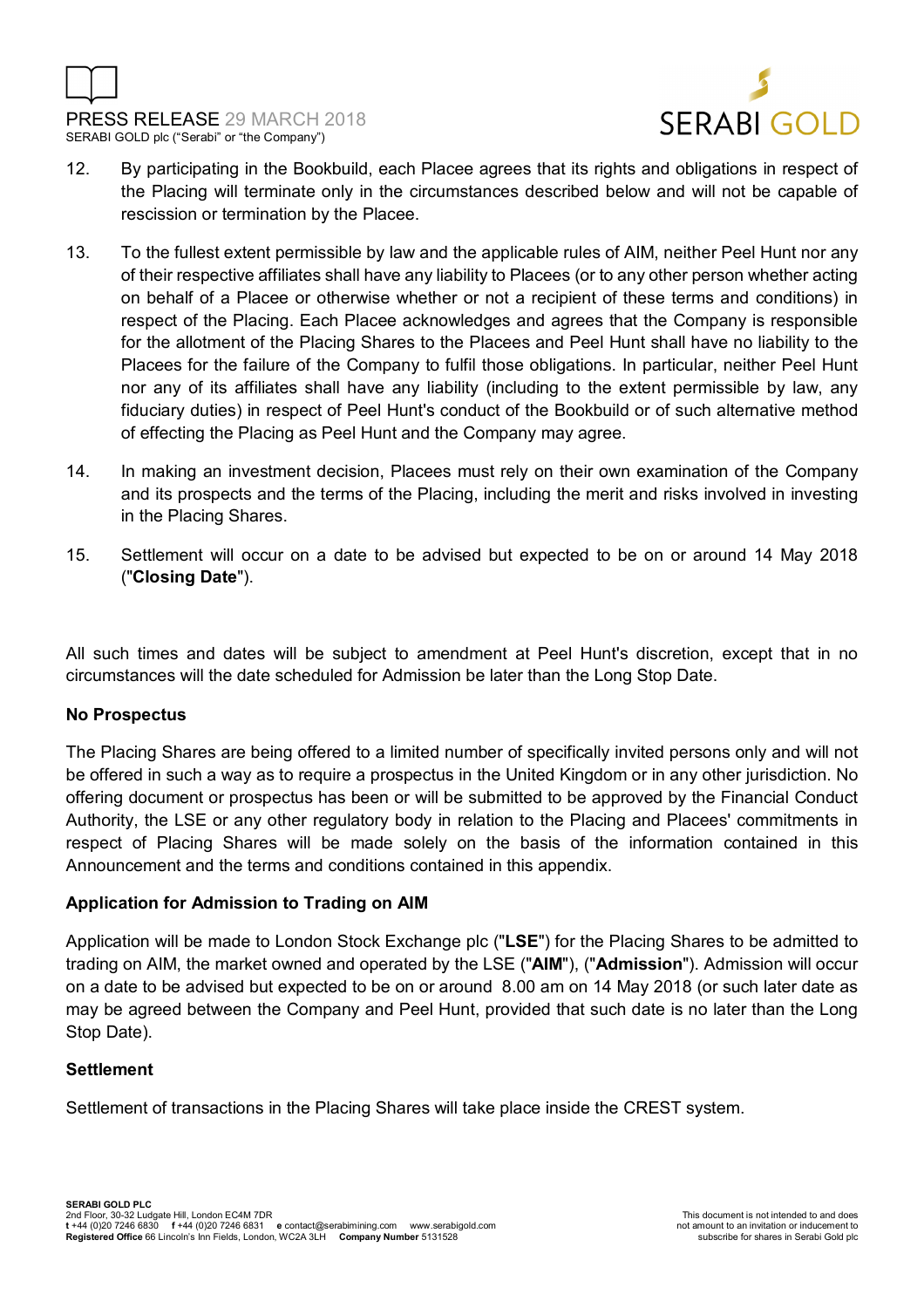12. By participating in the Bookbuild, each Placee agrees that its rights and obligations in respect of the Placing will terminate only in the circumstances described below and will not be capable of rescission or termination by the Placee.

13. To the fullest extent permissible by law and the applicable rules of AIM, neither Peel Hunt nor any of their respective affiliates shall have any liability to Placees (or to any other person whether acting on behalf of a Placee or otherwise whether or not a recipient of these terms and conditions) in respect of the Placing. Each Placee acknowledges and agrees that the Company is responsible for the allotment of the Placing Shares to the Placees and Peel Hunt shall have no liability to the Placees for the failure of the Company to fulfil those obligations. In particular, neither Peel Hunt nor any of its affiliates shall have any liability (including to the extent permissible by law, any fiduciary duties) in respect of Peel Hunt's conduct of the Bookbuild or of such alternative method of effecting the Placing as Peel Hunt and the Company may agree.

14. In making an investment decision, Placees must rely on their own examination of the Company and its prospects and the terms of the Placing, including the merit and risks involved in investing in the Placing Shares.

15. Settlement will occur on a date to be advised but expected to be on or around 14 May 2018 ("**Closing Date**").

All such times and dates will be subject to amendment at Peel Hunt's discretion, except that in no circumstances will the date scheduled for Admission be later than the Long Stop Date.

**No Prospectus**

The Placing Shares are being offered to a limited number of specifically invited persons only and will not be offered in such a way as to require a prospectus in the United Kingdom or in any other jurisdiction. No offering document or prospectus has been or will be submitted to be approved by the Financial Conduct Authority, the LSE or any other regulatory body in relation to the Placing and Placees' commitments in respect of Placing Shares will be made solely on the basis of the information contained in this Announcement and the terms and conditions contained in this appendix.

**Application for Admission to Trading on AIM**

Application will be made to London Stock Exchange plc ("**LSE**") for the Placing Shares to be admitted to trading on AIM, the market owned and operated by the LSE ("**AIM**"), ("**Admission**"). Admission will occur on a date to be advised but expected to be on or around 8.00 am on 14 May 2018 (or such later date as may be agreed between the Company and Peel Hunt, provided that such date is no later than the Long Stop Date).

**Settlement**

Settlement of transactions in the Placing Shares will take place inside the CREST system.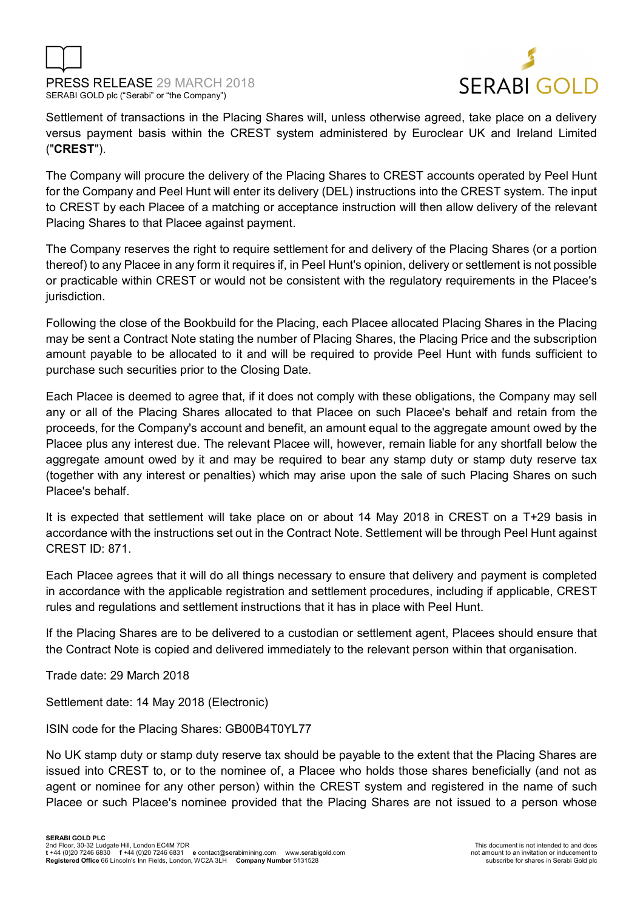Settlement of transactions in the Placing Shares will, unless otherwise agreed, take place on a delivery versus payment basis within the CREST system administered by Euroclear UK and Ireland Limited ("**CREST**").

The Company will procure the delivery of the Placing Shares to CREST accounts operated by Peel Hunt for the Company and Peel Hunt will enter its delivery (DEL) instructions into the CREST system. The input to CREST by each Placee of a matching or acceptance instruction will then allow delivery of the relevant Placing Shares to that Placee against payment.

The Company reserves the right to require settlement for and delivery of the Placing Shares (or a portion thereof) to any Placee in any form it requires if, in Peel Hunt's opinion, delivery or settlement is not possible or practicable within CREST or would not be consistent with the regulatory requirements in the Placee's jurisdiction.

Following the close of the Bookbuild for the Placing, each Placee allocated Placing Shares in the Placing may be sent a Contract Note stating the number of Placing Shares, the Placing Price and the subscription amount payable to be allocated to it and will be required to provide Peel Hunt with funds sufficient to purchase such securities prior to the Closing Date.

Each Placee is deemed to agree that, if it does not comply with these obligations, the Company may sell any or all of the Placing Shares allocated to that Placee on such Placee's behalf and retain from the proceeds, for the Company's account and benefit, an amount equal to the aggregate amount owed by the Placee plus any interest due. The relevant Placee will, however, remain liable for any shortfall below the aggregate amount owed by it and may be required to bear any stamp duty or stamp duty reserve tax (together with any interest or penalties) which may arise upon the sale of such Placing Shares on such Placee's behalf.

It is expected that settlement will take place on or about 14 May 2018 in CREST on a T+29 basis in accordance with the instructions set out in the Contract Note. Settlement will be through Peel Hunt against CREST ID: 871.

Each Placee agrees that it will do all things necessary to ensure that delivery and payment is completed in accordance with the applicable registration and settlement procedures, including if applicable, CREST rules and regulations and settlement instructions that it has in place with Peel Hunt.

If the Placing Shares are to be delivered to a custodian or settlement agent, Placees should ensure that the Contract Note is copied and delivered immediately to the relevant person within that organisation.

Trade date: 29 March 2018

Settlement date: 14 May 2018 (Electronic)

ISIN code for the Placing Shares: GB00B4T0YL77

No UK stamp duty or stamp duty reserve tax should be payable to the extent that the Placing Shares are issued into CREST to, or to the nominee of, a Placee who holds those shares beneficially (and not as agent or nominee for any other person) within the CREST system and registered in the name of such Placee or such Placee's nominee provided that the Placing Shares are not issued to a person whose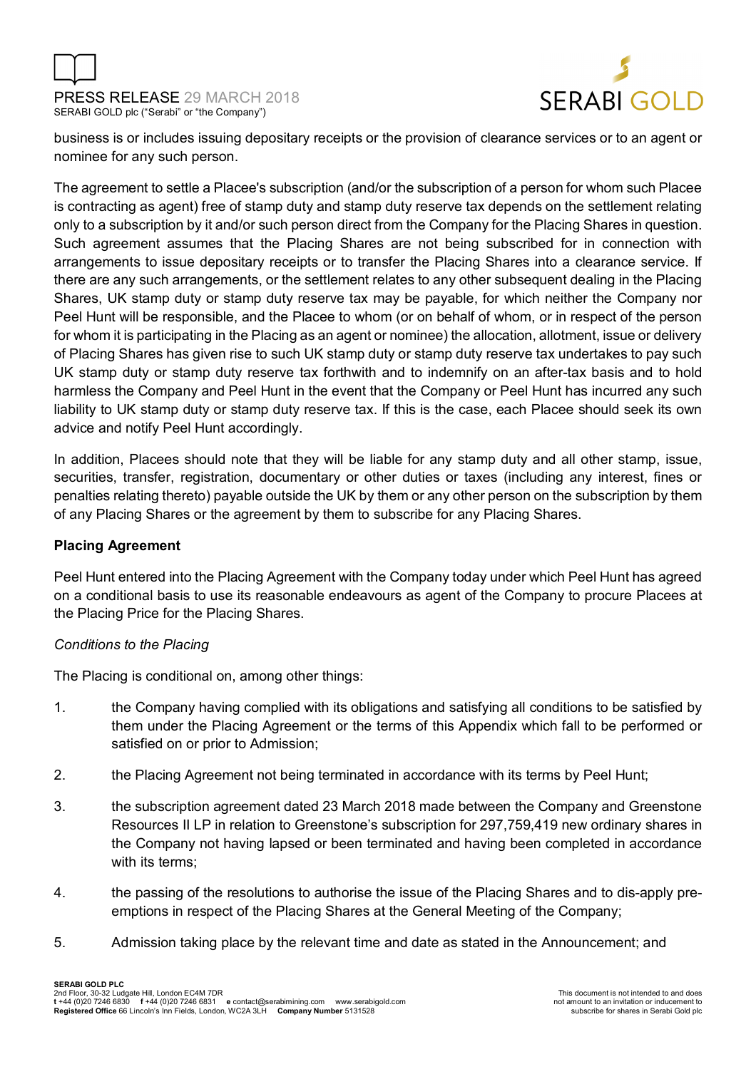business is or includes issuing depositary receipts or the provision of clearance services or to an agent or nominee for any such person.

The agreement to settle a Placee's subscription (and/or the subscription of a person for whom such Placee is contracting as agent) free of stamp duty and stamp duty reserve tax depends on the settlement relating only to a subscription by it and/or such person direct from the Company for the Placing Shares in question. Such agreement assumes that the Placing Shares are not being subscribed for in connection with arrangements to issue depositary receipts or to transfer the Placing Shares into a clearance service. If there are any such arrangements, or the settlement relates to any other subsequent dealing in the Placing Shares, UK stamp duty or stamp duty reserve tax may be payable, for which neither the Company nor Peel Hunt will be responsible, and the Placee to whom (or on behalf of whom, or in respect of the person for whom it is participating in the Placing as an agent or nominee) the allocation, allotment, issue or delivery of Placing Shares has given rise to such UK stamp duty or stamp duty reserve tax undertakes to pay such UK stamp duty or stamp duty reserve tax forthwith and to indemnify on an after-tax basis and to hold harmless the Company and Peel Hunt in the event that the Company or Peel Hunt has incurred any such liability to UK stamp duty or stamp duty reserve tax. If this is the case, each Placee should seek its own advice and notify Peel Hunt accordingly.

In addition, Placees should note that they will be liable for any stamp duty and all other stamp, issue, securities, transfer, registration, documentary or other duties or taxes (including any interest, fines or penalties relating thereto) payable outside the UK by them or any other person on the subscription by them of any Placing Shares or the agreement by them to subscribe for any Placing Shares.

**Placing Agreement**

Peel Hunt entered into the Placing Agreement with the Company today under which Peel Hunt has agreed on a conditional basis to use its reasonable endeavours as agent of the Company to procure Placees at the Placing Price for the Placing Shares.

*Conditions to the Placing*

The Placing is conditional on, among other things:

1. the Company having complied with its obligations and satisfying all conditions to be satisfied by them under the Placing Agreement or the terms of this Appendix which fall to be performed or satisfied on or prior to Admission;

2. the Placing Agreement not being terminated in accordance with its terms by Peel Hunt;

3. the subscription agreement dated 23 March 2018 made between the Company and Greenstone Resources II LP in relation to Greenstone's subscription for 297,759,419 new ordinary shares in the Company not having lapsed or been terminated and having been completed in accordance with its terms;

4. the passing of the resolutions to authorise the issue of the Placing Shares and to dis-apply pre-emptions in respect of the Placing Shares at the General Meeting of the Company;

5. Admission taking place by the relevant time and date as stated in the Announcement; and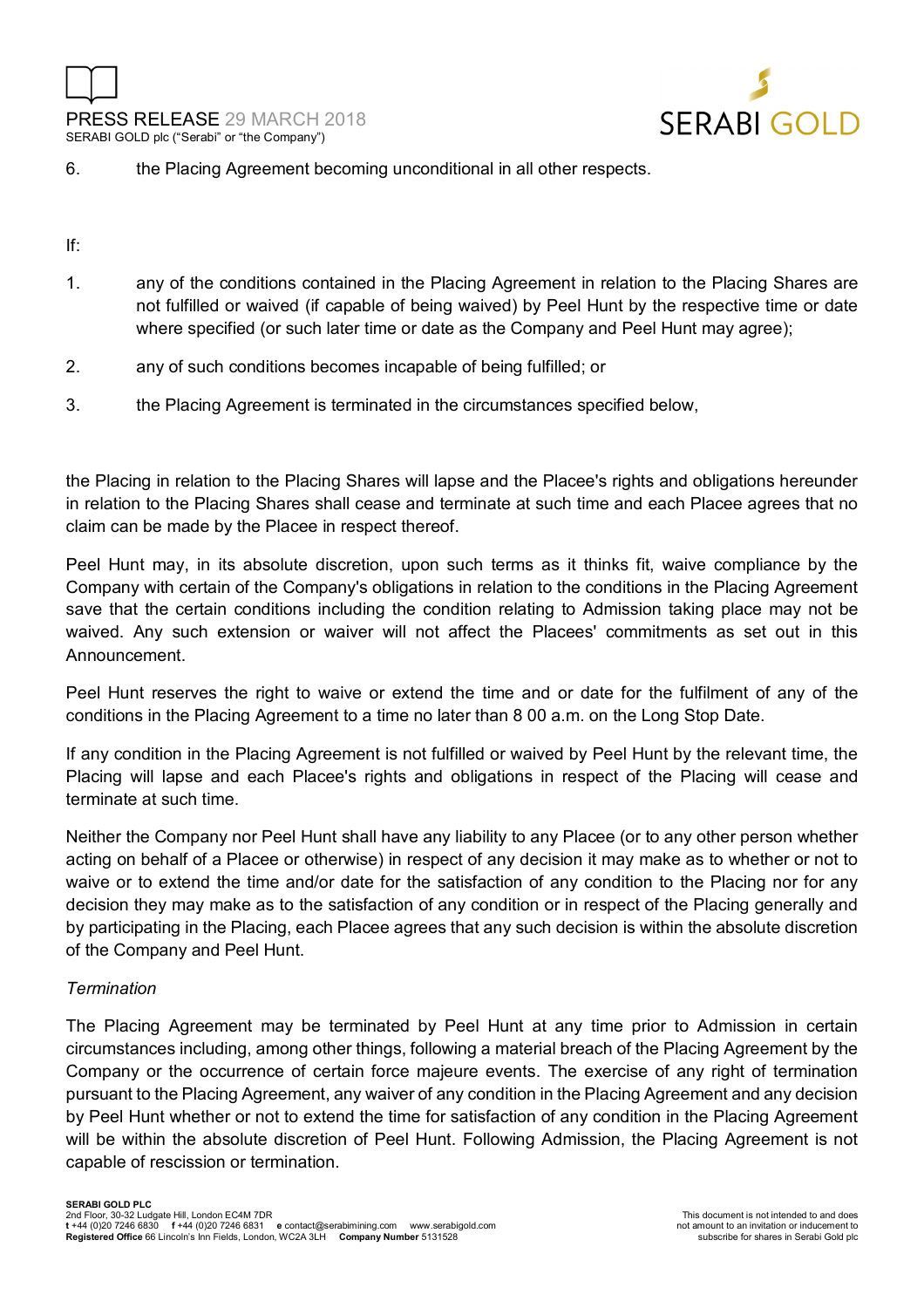6. the Placing Agreement becoming unconditional in all other respects.

If:

1. any of the conditions contained in the Placing Agreement in relation to the Placing Shares are not fulfilled or waived (if capable of being waived) by Peel Hunt by the respective time or date where specified (or such later time or date as the Company and Peel Hunt may agree);
2. any of such conditions becomes incapable of being fulfilled; or
3. the Placing Agreement is terminated in the circumstances specified below,

the Placing in relation to the Placing Shares will lapse and the Placee's rights and obligations hereunder in relation to the Placing Shares shall cease and terminate at such time and each Placee agrees that no claim can be made by the Placee in respect thereof.

Peel Hunt may, in its absolute discretion, upon such terms as it thinks fit, waive compliance by the Company with certain of the Company's obligations in relation to the conditions in the Placing Agreement save that the certain conditions including the condition relating to Admission taking place may not be waived. Any such extension or waiver will not affect the Placees' commitments as set out in this Announcement.

Peel Hunt reserves the right to waive or extend the time and or date for the fulfilment of any of the conditions in the Placing Agreement to a time no later than 8 00 a.m. on the Long Stop Date.

If any condition in the Placing Agreement is not fulfilled or waived by Peel Hunt by the relevant time, the Placing will lapse and each Placee's rights and obligations in respect of the Placing will cease and terminate at such time.

Neither the Company nor Peel Hunt shall have any liability to any Placee (or to any other person whether acting on behalf of a Placee or otherwise) in respect of any decision it may make as to whether or not to waive or to extend the time and/or date for the satisfaction of any condition to the Placing nor for any decision they may make as to the satisfaction of any condition or in respect of the Placing generally and by participating in the Placing, each Placee agrees that any such decision is within the absolute discretion of the Company and Peel Hunt.

*Termination*

The Placing Agreement may be terminated by Peel Hunt at any time prior to Admission in certain circumstances including, among other things, following a material breach of the Placing Agreement by the Company or the occurrence of certain force majeure events. The exercise of any right of termination pursuant to the Placing Agreement, any waiver of any condition in the Placing Agreement and any decision by Peel Hunt whether or not to extend the time for satisfaction of any condition in the Placing Agreement will be within the absolute discretion of Peel Hunt. Following Admission, the Placing Agreement is not capable of rescission or termination.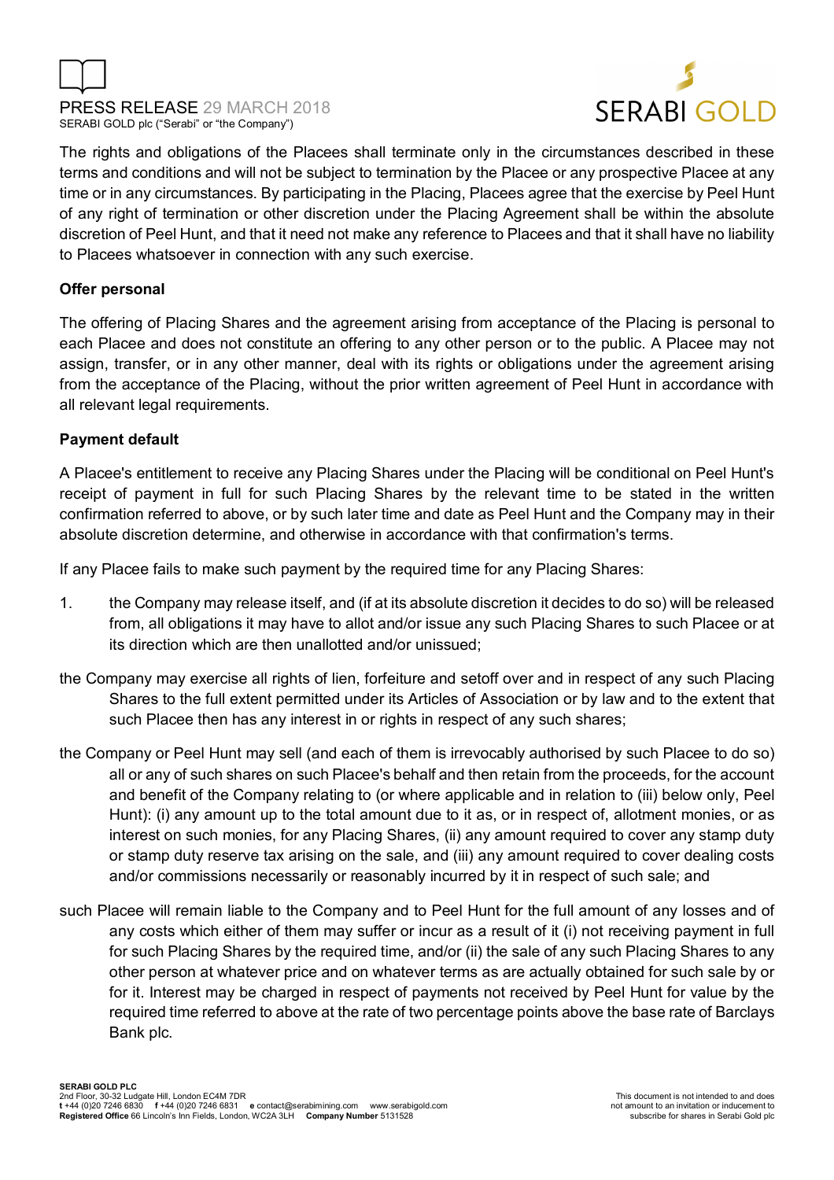The rights and obligations of the Placees shall terminate only in the circumstances described in these terms and conditions and will not be subject to termination by the Placee or any prospective Placee at any time or in any circumstances. By participating in the Placing, Placees agree that the exercise by Peel Hunt of any right of termination or other discretion under the Placing Agreement shall be within the absolute discretion of Peel Hunt, and that it need not make any reference to Placees and that it shall have no liability to Placees whatsoever in connection with any such exercise.

**Offer personal**

The offering of Placing Shares and the agreement arising from acceptance of the Placing is personal to each Placee and does not constitute an offering to any other person or to the public. A Placee may not assign, transfer, or in any other manner, deal with its rights or obligations under the agreement arising from the acceptance of the Placing, without the prior written agreement of Peel Hunt in accordance with all relevant legal requirements.

**Payment default**

A Placee's entitlement to receive any Placing Shares under the Placing will be conditional on Peel Hunt's receipt of payment in full for such Placing Shares by the relevant time to be stated in the written confirmation referred to above, or by such later time and date as Peel Hunt and the Company may in their absolute discretion determine, and otherwise in accordance with that confirmation's terms.

If any Placee fails to make such payment by the required time for any Placing Shares:

1. the Company may release itself, and (if at its absolute discretion it decides to do so) will be released from, all obligations it may have to allot and/or issue any such Placing Shares to such Placee or at its direction which are then unallotted and/or unissued;

the Company may exercise all rights of lien, forfeiture and setoff over and in respect of any such Placing Shares to the full extent permitted under its Articles of Association or by law and to the extent that such Placee then has any interest in or rights in respect of any such shares;

the Company or Peel Hunt may sell (and each of them is irrevocably authorised by such Placee to do so) all or any of such shares on such Placee's behalf and then retain from the proceeds, for the account and benefit of the Company relating to (or where applicable and in relation to (iii) below only, Peel Hunt): (i) any amount up to the total amount due to it as, or in respect of, allotment monies, or as interest on such monies, for any Placing Shares, (ii) any amount required to cover any stamp duty or stamp duty reserve tax arising on the sale, and (iii) any amount required to cover dealing costs and/or commissions necessarily or reasonably incurred by it in respect of such sale; and

such Placee will remain liable to the Company and to Peel Hunt for the full amount of any losses and of any costs which either of them may suffer or incur as a result of it (i) not receiving payment in full for such Placing Shares by the required time, and/or (ii) the sale of any such Placing Shares to any other person at whatever price and on whatever terms as are actually obtained for such sale by or for it. Interest may be charged in respect of payments not received by Peel Hunt for value by the required time referred to above at the rate of two percentage points above the base rate of Barclays Bank plc.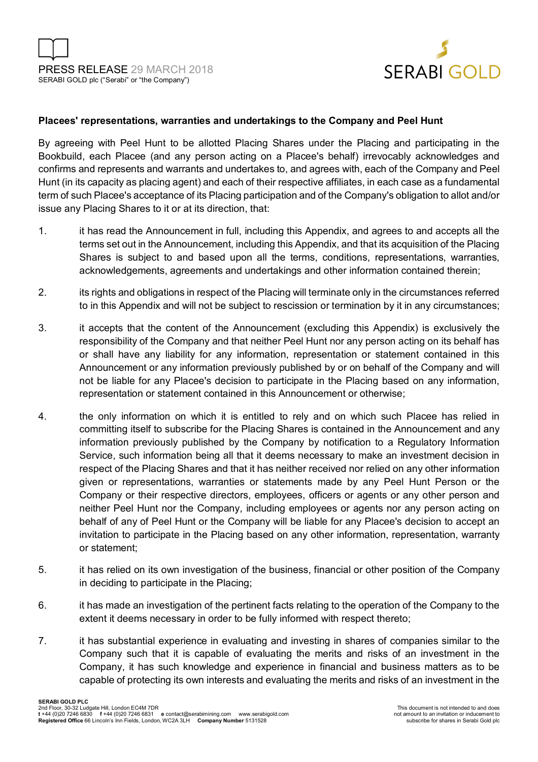**Placees' representations, warranties and undertakings to the Company and Peel Hunt**

By agreeing with Peel Hunt to be allotted Placing Shares under the Placing and participating in the Bookbuild, each Placee (and any person acting on a Placee's behalf) irrevocably acknowledges and confirms and represents and warrants and undertakes to, and agrees with, each of the Company and Peel Hunt (in its capacity as placing agent) and each of their respective affiliates, in each case as a fundamental term of such Placee's acceptance of its Placing participation and of the Company's obligation to allot and/or issue any Placing Shares to it or at its direction, that:

1. it has read the Announcement in full, including this Appendix, and agrees to and accepts all the terms set out in the Announcement, including this Appendix, and that its acquisition of the Placing Shares is subject to and based upon all the terms, conditions, representations, warranties, acknowledgements, agreements and undertakings and other information contained therein;

2. its rights and obligations in respect of the Placing will terminate only in the circumstances referred to in this Appendix and will not be subject to rescission or termination by it in any circumstances;

3. it accepts that the content of the Announcement (excluding this Appendix) is exclusively the responsibility of the Company and that neither Peel Hunt nor any person acting on its behalf has or shall have any liability for any information, representation or statement contained in this Announcement or any information previously published by or on behalf of the Company and will not be liable for any Placee's decision to participate in the Placing based on any information, representation or statement contained in this Announcement or otherwise;

4. the only information on which it is entitled to rely and on which such Placee has relied in committing itself to subscribe for the Placing Shares is contained in the Announcement and any information previously published by the Company by notification to a Regulatory Information Service, such information being all that it deems necessary to make an investment decision in respect of the Placing Shares and that it has neither received nor relied on any other information given or representations, warranties or statements made by any Peel Hunt Person or the Company or their respective directors, employees, officers or agents or any other person and neither Peel Hunt nor the Company, including employees or agents nor any person acting on behalf of any of Peel Hunt or the Company will be liable for any Placee's decision to accept an invitation to participate in the Placing based on any other information, representation, warranty or statement;

5. it has relied on its own investigation of the business, financial or other position of the Company in deciding to participate in the Placing;

6. it has made an investigation of the pertinent facts relating to the operation of the Company to the extent it deems necessary in order to be fully informed with respect thereto;

7. it has substantial experience in evaluating and investing in shares of companies similar to the Company such that it is capable of evaluating the merits and risks of an investment in the Company, it has such knowledge and experience in financial and business matters as to be capable of protecting its own interests and evaluating the merits and risks of an investment in the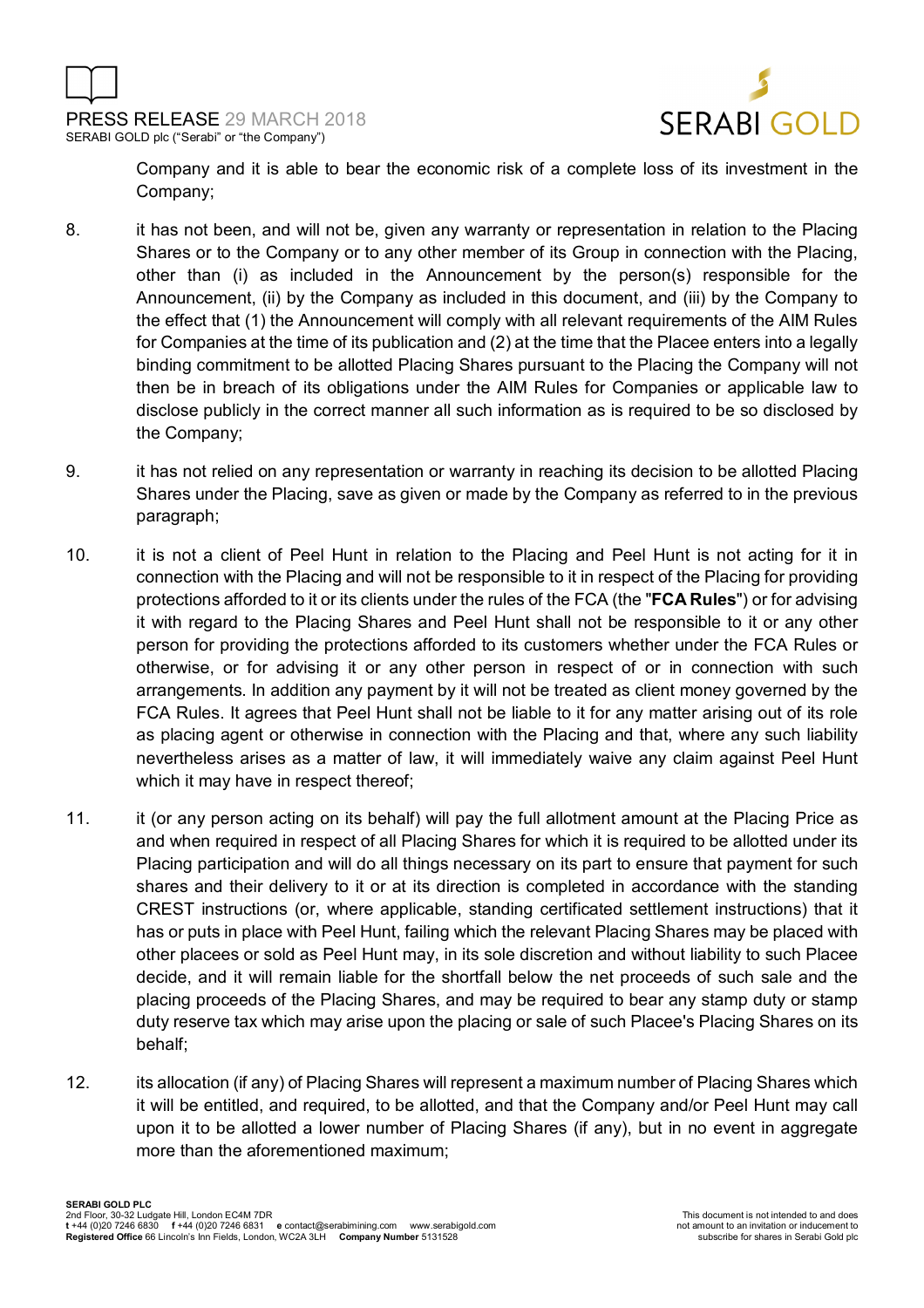Company and it is able to bear the economic risk of a complete loss of its investment in the Company;

8. it has not been, and will not be, given any warranty or representation in relation to the Placing Shares or to the Company or to any other member of its Group in connection with the Placing, other than (i) as included in the Announcement by the person(s) responsible for the Announcement, (ii) by the Company as included in this document, and (iii) by the Company to the effect that (1) the Announcement will comply with all relevant requirements of the AIM Rules for Companies at the time of its publication and (2) at the time that the Placee enters into a legally binding commitment to be allotted Placing Shares pursuant to the Placing the Company will not then be in breach of its obligations under the AIM Rules for Companies or applicable law to disclose publicly in the correct manner all such information as is required to be so disclosed by the Company;

9. it has not relied on any representation or warranty in reaching its decision to be allotted Placing Shares under the Placing, save as given or made by the Company as referred to in the previous paragraph;

10. it is not a client of Peel Hunt in relation to the Placing and Peel Hunt is not acting for it in connection with the Placing and will not be responsible to it in respect of the Placing for providing protections afforded to it or its clients under the rules of the FCA (the "**FCA Rules**") or for advising it with regard to the Placing Shares and Peel Hunt shall not be responsible to it or any other person for providing the protections afforded to its customers whether under the FCA Rules or otherwise, or for advising it or any other person in respect of or in connection with such arrangements. In addition any payment by it will not be treated as client money governed by the FCA Rules. It agrees that Peel Hunt shall not be liable to it for any matter arising out of its role as placing agent or otherwise in connection with the Placing and that, where any such liability nevertheless arises as a matter of law, it will immediately waive any claim against Peel Hunt which it may have in respect thereof;

11. it (or any person acting on its behalf) will pay the full allotment amount at the Placing Price as and when required in respect of all Placing Shares for which it is required to be allotted under its Placing participation and will do all things necessary on its part to ensure that payment for such shares and their delivery to it or at its direction is completed in accordance with the standing CREST instructions (or, where applicable, standing certificated settlement instructions) that it has or puts in place with Peel Hunt, failing which the relevant Placing Shares may be placed with other placees or sold as Peel Hunt may, in its sole discretion and without liability to such Placee decide, and it will remain liable for the shortfall below the net proceeds of such sale and the placing proceeds of the Placing Shares, and may be required to bear any stamp duty or stamp duty reserve tax which may arise upon the placing or sale of such Placee's Placing Shares on its behalf;

12. its allocation (if any) of Placing Shares will represent a maximum number of Placing Shares which it will be entitled, and required, to be allotted, and that the Company and/or Peel Hunt may call upon it to be allotted a lower number of Placing Shares (if any), but in no event in aggregate more than the aforementioned maximum;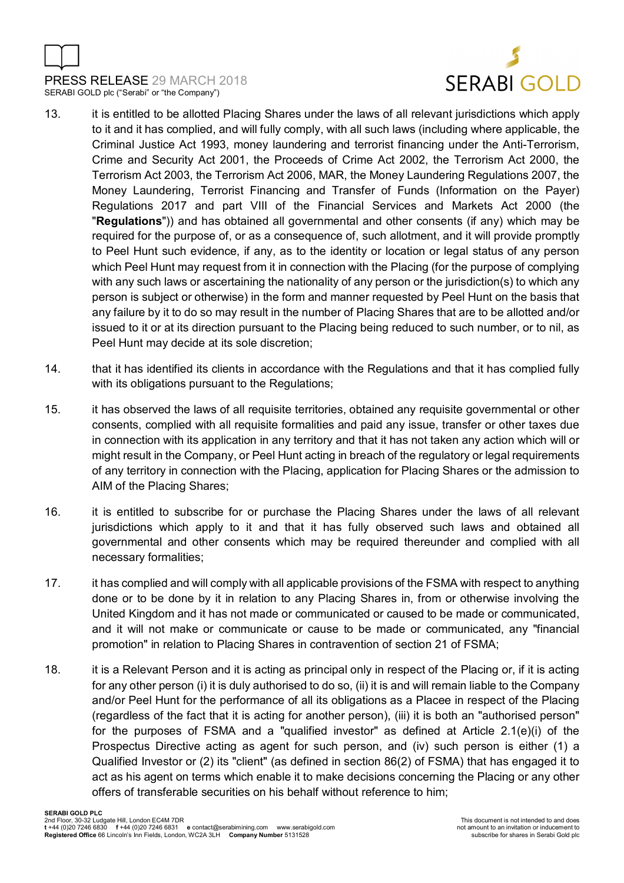13. it is entitled to be allotted Placing Shares under the laws of all relevant jurisdictions which apply to it and it has complied, and will fully comply, with all such laws (including where applicable, the Criminal Justice Act 1993, money laundering and terrorist financing under the Anti-Terrorism, Crime and Security Act 2001, the Proceeds of Crime Act 2002, the Terrorism Act 2000, the Terrorism Act 2003, the Terrorism Act 2006, MAR, the Money Laundering Regulations 2007, the Money Laundering, Terrorist Financing and Transfer of Funds (Information on the Payer) Regulations 2017 and part VIII of the Financial Services and Markets Act 2000 (the "**Regulations**")) and has obtained all governmental and other consents (if any) which may be required for the purpose of, or as a consequence of, such allotment, and it will provide promptly to Peel Hunt such evidence, if any, as to the identity or location or legal status of any person which Peel Hunt may request from it in connection with the Placing (for the purpose of complying with any such laws or ascertaining the nationality of any person or the jurisdiction(s) to which any person is subject or otherwise) in the form and manner requested by Peel Hunt on the basis that any failure by it to do so may result in the number of Placing Shares that are to be allotted and/or issued to it or at its direction pursuant to the Placing being reduced to such number, or to nil, as Peel Hunt may decide at its sole discretion;

14. that it has identified its clients in accordance with the Regulations and that it has complied fully with its obligations pursuant to the Regulations;

15. it has observed the laws of all requisite territories, obtained any requisite governmental or other consents, complied with all requisite formalities and paid any issue, transfer or other taxes due in connection with its application in any territory and that it has not taken any action which will or might result in the Company, or Peel Hunt acting in breach of the regulatory or legal requirements of any territory in connection with the Placing, application for Placing Shares or the admission to AIM of the Placing Shares;

16. it is entitled to subscribe for or purchase the Placing Shares under the laws of all relevant jurisdictions which apply to it and that it has fully observed such laws and obtained all governmental and other consents which may be required thereunder and complied with all necessary formalities;

17. it has complied and will comply with all applicable provisions of the FSMA with respect to anything done or to be done by it in relation to any Placing Shares in, from or otherwise involving the United Kingdom and it has not made or communicated or caused to be made or communicated, and it will not make or communicate or cause to be made or communicated, any "financial promotion" in relation to Placing Shares in contravention of section 21 of FSMA;

18. it is a Relevant Person and it is acting as principal only in respect of the Placing or, if it is acting for any other person (i) it is duly authorised to do so, (ii) it is and will remain liable to the Company and/or Peel Hunt for the performance of all its obligations as a Placee in respect of the Placing (regardless of the fact that it is acting for another person), (iii) it is both an "authorised person" for the purposes of FSMA and a "qualified investor" as defined at Article 2.1(e)(i) of the Prospectus Directive acting as agent for such person, and (iv) such person is either (1) a Qualified Investor or (2) its "client" (as defined in section 86(2) of FSMA) that has engaged it to act as his agent on terms which enable it to make decisions concerning the Placing or any other offers of transferable securities on his behalf without reference to him;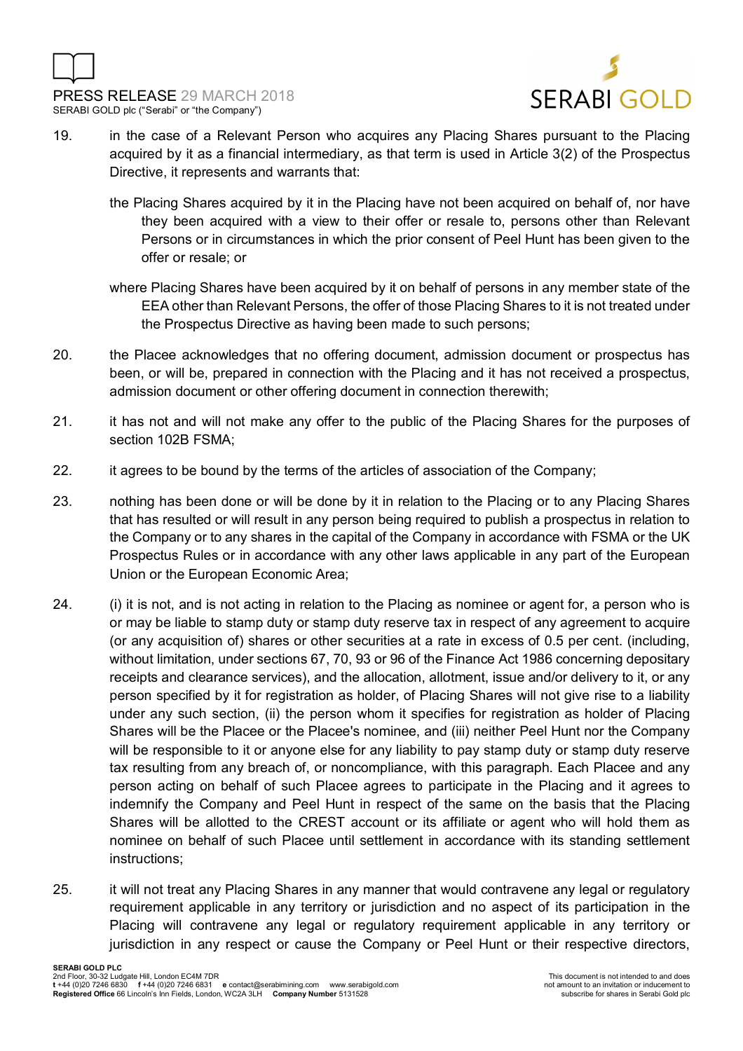19. in the case of a Relevant Person who acquires any Placing Shares pursuant to the Placing acquired by it as a financial intermediary, as that term is used in Article 3(2) of the Prospectus Directive, it represents and warrants that:

    the Placing Shares acquired by it in the Placing have not been acquired on behalf of, nor have they been acquired with a view to their offer or resale to, persons other than Relevant Persons or in circumstances in which the prior consent of Peel Hunt has been given to the offer or resale; or

    where Placing Shares have been acquired by it on behalf of persons in any member state of the EEA other than Relevant Persons, the offer of those Placing Shares to it is not treated under the Prospectus Directive as having been made to such persons;

20. the Placee acknowledges that no offering document, admission document or prospectus has been, or will be, prepared in connection with the Placing and it has not received a prospectus, admission document or other offering document in connection therewith;

21. it has not and will not make any offer to the public of the Placing Shares for the purposes of section 102B FSMA;

22. it agrees to be bound by the terms of the articles of association of the Company;

23. nothing has been done or will be done by it in relation to the Placing or to any Placing Shares that has resulted or will result in any person being required to publish a prospectus in relation to the Company or to any shares in the capital of the Company in accordance with FSMA or the UK Prospectus Rules or in accordance with any other laws applicable in any part of the European Union or the European Economic Area;

24. (i) it is not, and is not acting in relation to the Placing as nominee or agent for, a person who is or may be liable to stamp duty or stamp duty reserve tax in respect of any agreement to acquire (or any acquisition of) shares or other securities at a rate in excess of 0.5 per cent. (including, without limitation, under sections 67, 70, 93 or 96 of the Finance Act 1986 concerning depositary receipts and clearance services), and the allocation, allotment, issue and/or delivery to it, or any person specified by it for registration as holder, of Placing Shares will not give rise to a liability under any such section, (ii) the person whom it specifies for registration as holder of Placing Shares will be the Placee or the Placee's nominee, and (iii) neither Peel Hunt nor the Company will be responsible to it or anyone else for any liability to pay stamp duty or stamp duty reserve tax resulting from any breach of, or noncompliance, with this paragraph. Each Placee and any person acting on behalf of such Placee agrees to participate in the Placing and it agrees to indemnify the Company and Peel Hunt in respect of the same on the basis that the Placing Shares will be allotted to the CREST account or its affiliate or agent who will hold them as nominee on behalf of such Placee until settlement in accordance with its standing settlement instructions;

25. it will not treat any Placing Shares in any manner that would contravene any legal or regulatory requirement applicable in any territory or jurisdiction and no aspect of its participation in the Placing will contravene any legal or regulatory requirement applicable in any territory or jurisdiction in any respect or cause the Company or Peel Hunt or their respective directors,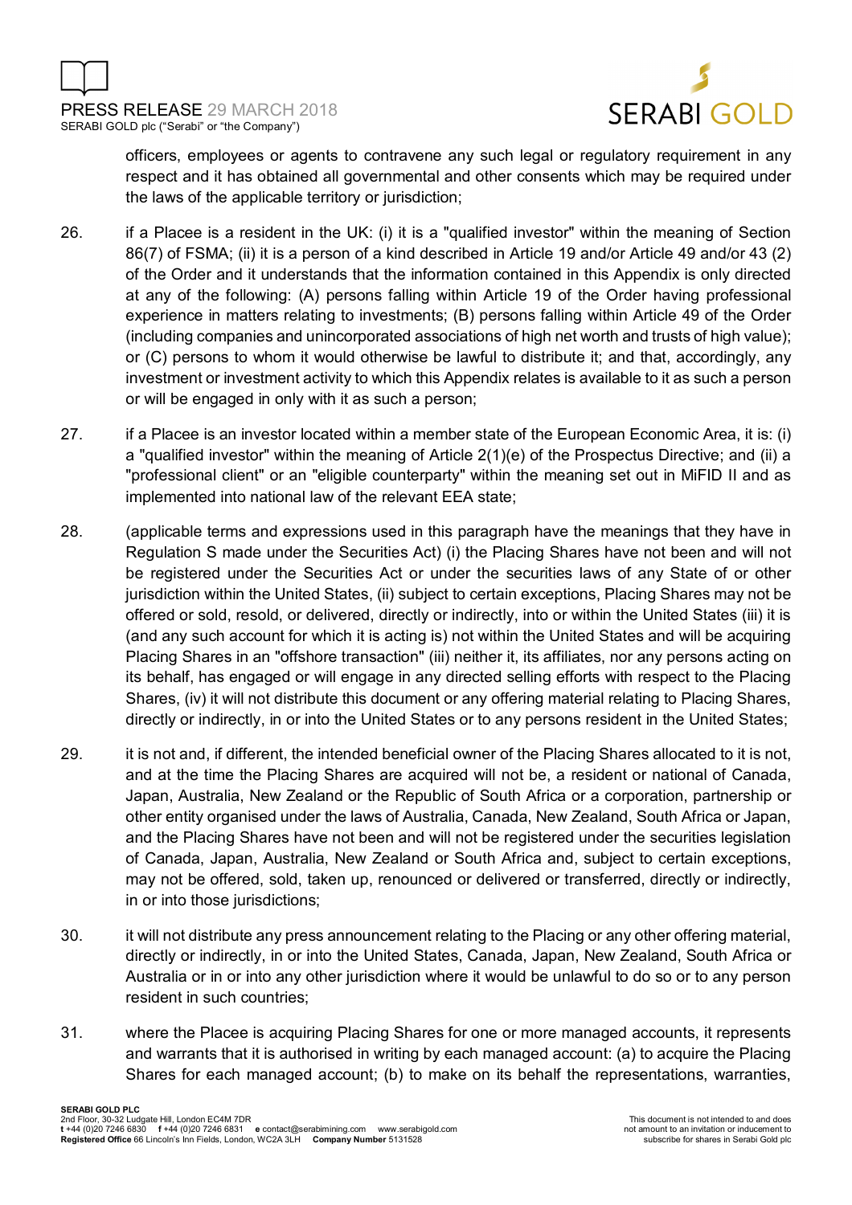officers, employees or agents to contravene any such legal or regulatory requirement in any respect and it has obtained all governmental and other consents which may be required under the laws of the applicable territory or jurisdiction;

26. if a Placee is a resident in the UK: (i) it is a "qualified investor" within the meaning of Section 86(7) of FSMA; (ii) it is a person of a kind described in Article 19 and/or Article 49 and/or 43 (2) of the Order and it understands that the information contained in this Appendix is only directed at any of the following: (A) persons falling within Article 19 of the Order having professional experience in matters relating to investments; (B) persons falling within Article 49 of the Order (including companies and unincorporated associations of high net worth and trusts of high value); or (C) persons to whom it would otherwise be lawful to distribute it; and that, accordingly, any investment or investment activity to which this Appendix relates is available to it as such a person or will be engaged in only with it as such a person;

27. if a Placee is an investor located within a member state of the European Economic Area, it is: (i) a "qualified investor" within the meaning of Article 2(1)(e) of the Prospectus Directive; and (ii) a "professional client" or an "eligible counterparty" within the meaning set out in MiFID II and as implemented into national law of the relevant EEA state;

28. (applicable terms and expressions used in this paragraph have the meanings that they have in Regulation S made under the Securities Act) (i) the Placing Shares have not been and will not be registered under the Securities Act or under the securities laws of any State of or other jurisdiction within the United States, (ii) subject to certain exceptions, Placing Shares may not be offered or sold, resold, or delivered, directly or indirectly, into or within the United States (iii) it is (and any such account for which it is acting is) not within the United States and will be acquiring Placing Shares in an "offshore transaction" (iii) neither it, its affiliates, nor any persons acting on its behalf, has engaged or will engage in any directed selling efforts with respect to the Placing Shares, (iv) it will not distribute this document or any offering material relating to Placing Shares, directly or indirectly, in or into the United States or to any persons resident in the United States;

29. it is not and, if different, the intended beneficial owner of the Placing Shares allocated to it is not, and at the time the Placing Shares are acquired will not be, a resident or national of Canada, Japan, Australia, New Zealand or the Republic of South Africa or a corporation, partnership or other entity organised under the laws of Australia, Canada, New Zealand, South Africa or Japan, and the Placing Shares have not been and will not be registered under the securities legislation of Canada, Japan, Australia, New Zealand or South Africa and, subject to certain exceptions, may not be offered, sold, taken up, renounced or delivered or transferred, directly or indirectly, in or into those jurisdictions;

30. it will not distribute any press announcement relating to the Placing or any other offering material, directly or indirectly, in or into the United States, Canada, Japan, New Zealand, South Africa or Australia or in or into any other jurisdiction where it would be unlawful to do so or to any person resident in such countries;

31. where the Placee is acquiring Placing Shares for one or more managed accounts, it represents and warrants that it is authorised in writing by each managed account: (a) to acquire the Placing Shares for each managed account; (b) to make on its behalf the representations, warranties,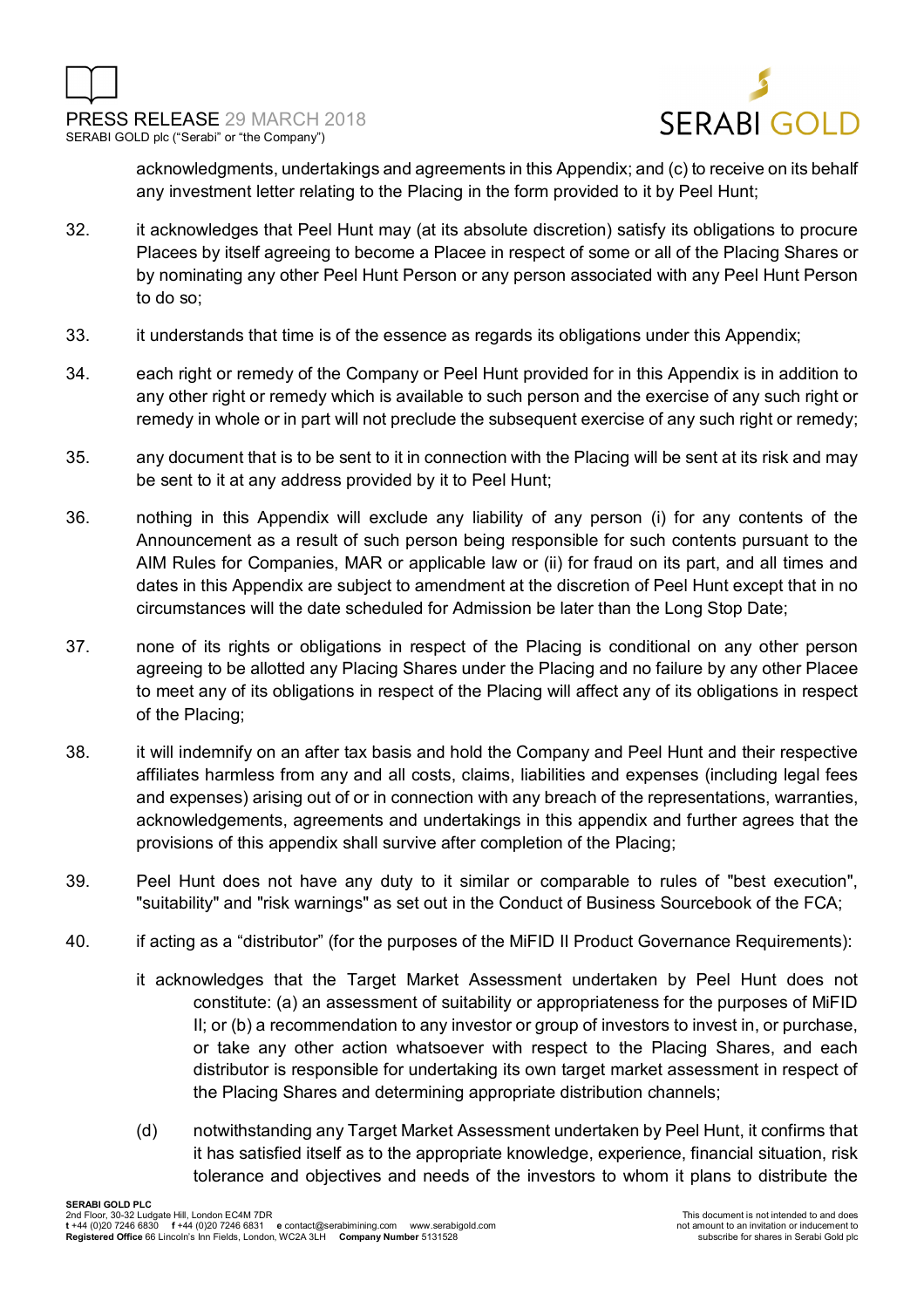acknowledgments, undertakings and agreements in this Appendix; and (c) to receive on its behalf any investment letter relating to the Placing in the form provided to it by Peel Hunt;

32. it acknowledges that Peel Hunt may (at its absolute discretion) satisfy its obligations to procure Placees by itself agreeing to become a Placee in respect of some or all of the Placing Shares or by nominating any other Peel Hunt Person or any person associated with any Peel Hunt Person to do so;

33. it understands that time is of the essence as regards its obligations under this Appendix;

34. each right or remedy of the Company or Peel Hunt provided for in this Appendix is in addition to any other right or remedy which is available to such person and the exercise of any such right or remedy in whole or in part will not preclude the subsequent exercise of any such right or remedy;

35. any document that is to be sent to it in connection with the Placing will be sent at its risk and may be sent to it at any address provided by it to Peel Hunt;

36. nothing in this Appendix will exclude any liability of any person (i) for any contents of the Announcement as a result of such person being responsible for such contents pursuant to the AIM Rules for Companies, MAR or applicable law or (ii) for fraud on its part, and all times and dates in this Appendix are subject to amendment at the discretion of Peel Hunt except that in no circumstances will the date scheduled for Admission be later than the Long Stop Date;

37. none of its rights or obligations in respect of the Placing is conditional on any other person agreeing to be allotted any Placing Shares under the Placing and no failure by any other Placee to meet any of its obligations in respect of the Placing will affect any of its obligations in respect of the Placing;

38. it will indemnify on an after tax basis and hold the Company and Peel Hunt and their respective affiliates harmless from any and all costs, claims, liabilities and expenses (including legal fees and expenses) arising out of or in connection with any breach of the representations, warranties, acknowledgements, agreements and undertakings in this appendix and further agrees that the provisions of this appendix shall survive after completion of the Placing;

39. Peel Hunt does not have any duty to it similar or comparable to rules of "best execution", "suitability" and "risk warnings" as set out in the Conduct of Business Sourcebook of the FCA;

40. if acting as a "distributor" (for the purposes of the MiFID II Product Governance Requirements):

    it acknowledges that the Target Market Assessment undertaken by Peel Hunt does not constitute: (a) an assessment of suitability or appropriateness for the purposes of MiFID II; or (b) a recommendation to any investor or group of investors to invest in, or purchase, or take any other action whatsoever with respect to the Placing Shares, and each distributor is responsible for undertaking its own target market assessment in respect of the Placing Shares and determining appropriate distribution channels;

    (d) notwithstanding any Target Market Assessment undertaken by Peel Hunt, it confirms that it has satisfied itself as to the appropriate knowledge, experience, financial situation, risk tolerance and objectives and needs of the investors to whom it plans to distribute the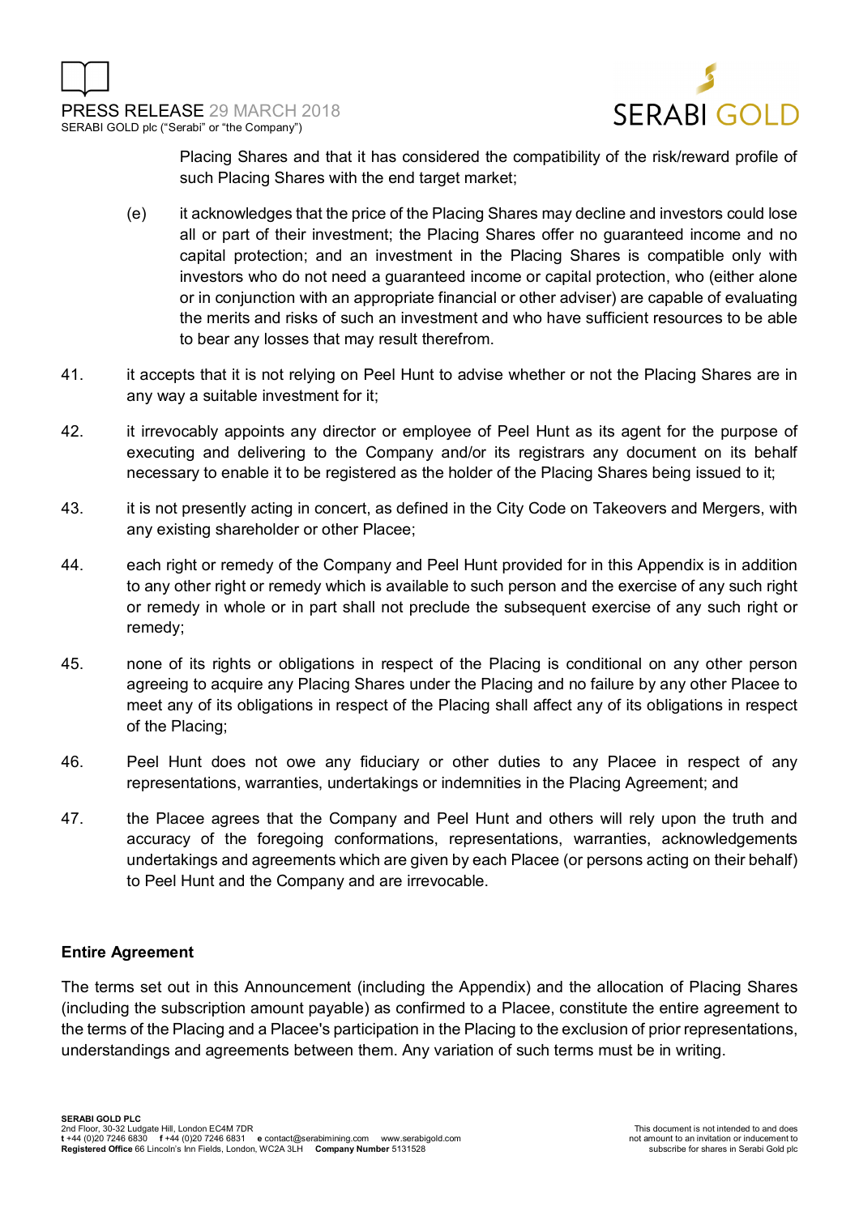Placing Shares and that it has considered the compatibility of the risk/reward profile of such Placing Shares with the end target market;

(e) it acknowledges that the price of the Placing Shares may decline and investors could lose all or part of their investment; the Placing Shares offer no guaranteed income and no capital protection; and an investment in the Placing Shares is compatible only with investors who do not need a guaranteed income or capital protection, who (either alone or in conjunction with an appropriate financial or other adviser) are capable of evaluating the merits and risks of such an investment and who have sufficient resources to be able to bear any losses that may result therefrom.

41. it accepts that it is not relying on Peel Hunt to advise whether or not the Placing Shares are in any way a suitable investment for it;

42. it irrevocably appoints any director or employee of Peel Hunt as its agent for the purpose of executing and delivering to the Company and/or its registrars any document on its behalf necessary to enable it to be registered as the holder of the Placing Shares being issued to it;

43. it is not presently acting in concert, as defined in the City Code on Takeovers and Mergers, with any existing shareholder or other Placee;

44. each right or remedy of the Company and Peel Hunt provided for in this Appendix is in addition to any other right or remedy which is available to such person and the exercise of any such right or remedy in whole or in part shall not preclude the subsequent exercise of any such right or remedy;

45. none of its rights or obligations in respect of the Placing is conditional on any other person agreeing to acquire any Placing Shares under the Placing and no failure by any other Placee to meet any of its obligations in respect of the Placing shall affect any of its obligations in respect of the Placing;

46. Peel Hunt does not owe any fiduciary or other duties to any Placee in respect of any representations, warranties, undertakings or indemnities in the Placing Agreement; and

47. the Placee agrees that the Company and Peel Hunt and others will rely upon the truth and accuracy of the foregoing conformations, representations, warranties, acknowledgements undertakings and agreements which are given by each Placee (or persons acting on their behalf) to Peel Hunt and the Company and are irrevocable.

**Entire Agreement**

The terms set out in this Announcement (including the Appendix) and the allocation of Placing Shares (including the subscription amount payable) as confirmed to a Placee, constitute the entire agreement to the terms of the Placing and a Placee's participation in the Placing to the exclusion of prior representations, understandings and agreements between them. Any variation of such terms must be in writing.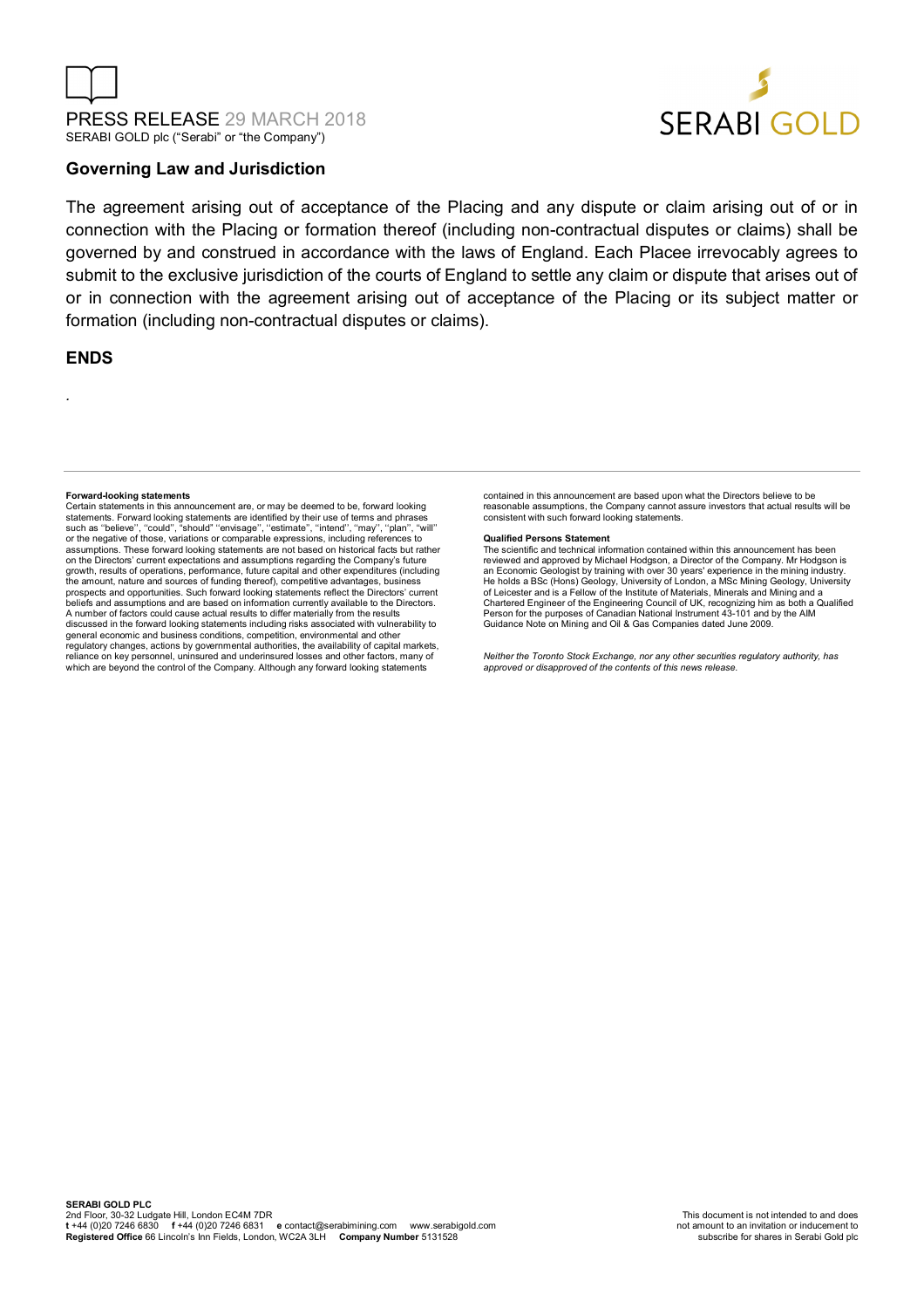## Governing Law and Jurisdiction

The agreement arising out of acceptance of the Placing and any dispute or claim arising out of or in connection with the Placing or formation thereof (including non-contractual disputes or claims) shall be governed by and construed in accordance with the laws of England. Each Placee irrevocably agrees to submit to the exclusive jurisdiction of the courts of England to settle any claim or dispute that arises out of or in connection with the agreement arising out of acceptance of the Placing or its subject matter or formation (including non-contractual disputes or claims).

**ENDS**

.

**Forward-looking statements**

Certain statements in this announcement are, or may be deemed to be, forward looking statements. Forward looking statements are identified by their use of terms and phrases such as ''believe'', ''could'', "should" ''envisage'', ''estimate'', ''intend'', ''may'', ''plan'', ''will'' or the negative of those, variations or comparable expressions, including references to assumptions. These forward looking statements are not based on historical facts but rather on the Directors' current expectations and assumptions regarding the Company's future growth, results of operations, performance, future capital and other expenditures (including the amount, nature and sources of funding thereof), competitive advantages, business prospects and opportunities. Such forward looking statements reflect the Directors' current beliefs and assumptions and are based on information currently available to the Directors. A number of factors could cause actual results to differ materially from the results discussed in the forward looking statements including risks associated with vulnerability to general economic and business conditions, competition, environmental and other regulatory changes, actions by governmental authorities, the availability of capital markets, reliance on key personnel, uninsured and underinsured losses and other factors, many of which are beyond the control of the Company. Although any forward looking statements contained in this announcement are based upon what the Directors believe to be reasonable assumptions, the Company cannot assure investors that actual results will be consistent with such forward looking statements.

**Qualified Persons Statement**

The scientific and technical information contained within this announcement has been reviewed and approved by Michael Hodgson, a Director of the Company. Mr Hodgson is an Economic Geologist by training with over 30 years' experience in the mining industry. He holds a BSc (Hons) Geology, University of London, a MSc Mining Geology, University of Leicester and is a Fellow of the Institute of Materials, Minerals and Mining and a Chartered Engineer of the Engineering Council of UK, recognizing him as both a Qualified Person for the purposes of Canadian National Instrument 43-101 and by the AIM Guidance Note on Mining and Oil & Gas Companies dated June 2009.

*Neither the Toronto Stock Exchange, nor any other securities regulatory authority, has approved or disapproved of the contents of this news release.*